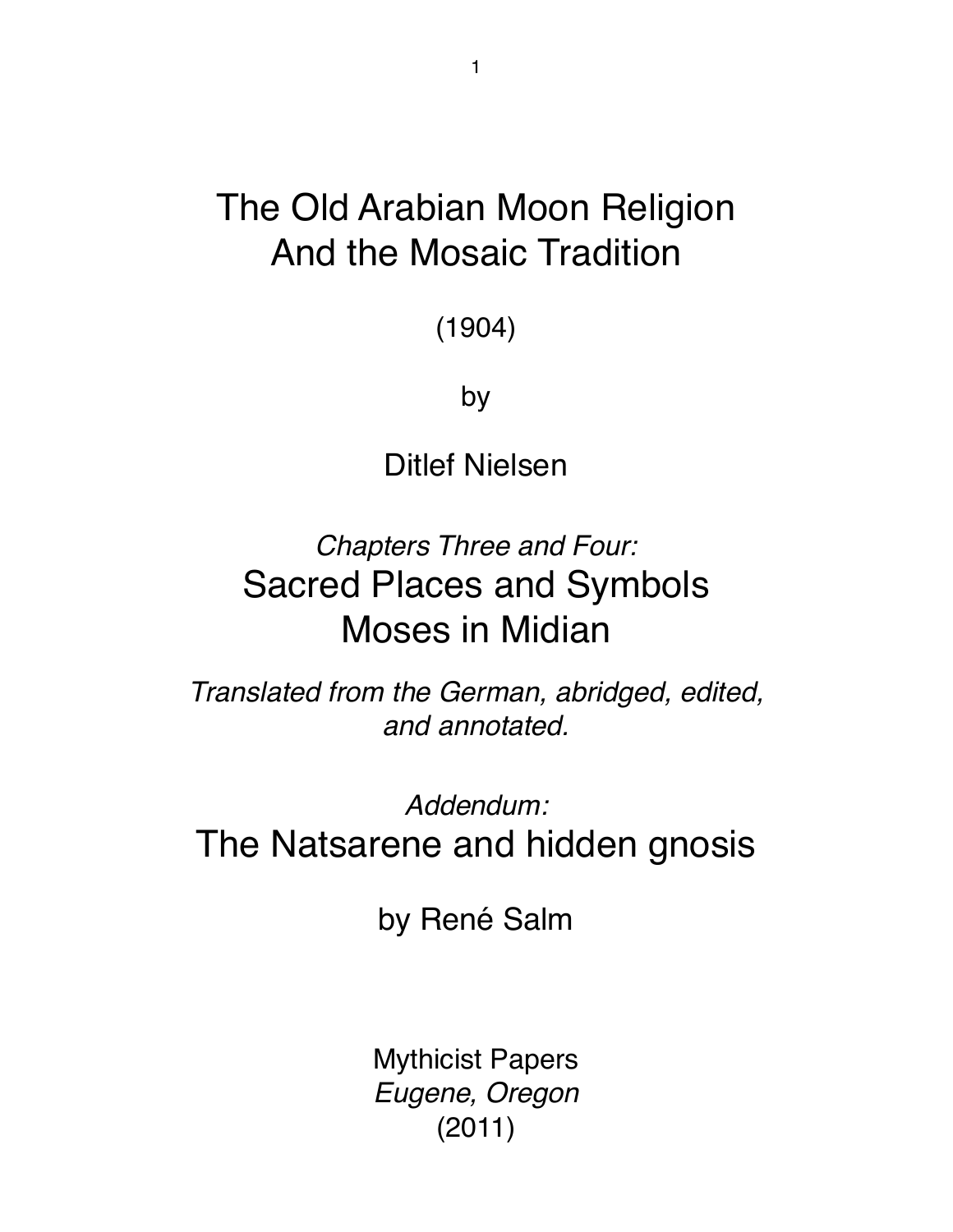# The Old Arabian Moon Religion And the Mosaic Tradition

(1904)

by

Ditlef Nielsen

*Chapters Three and Four:*

## Sacred Places and Symbols
## Moses in Midian

*Translated from the German, abridged, edited, and annotated.*

*Addendum:*

## The Natsarene and hidden gnosis

by René Salm

Mythicist Papers
*Eugene, Oregon*
(2011)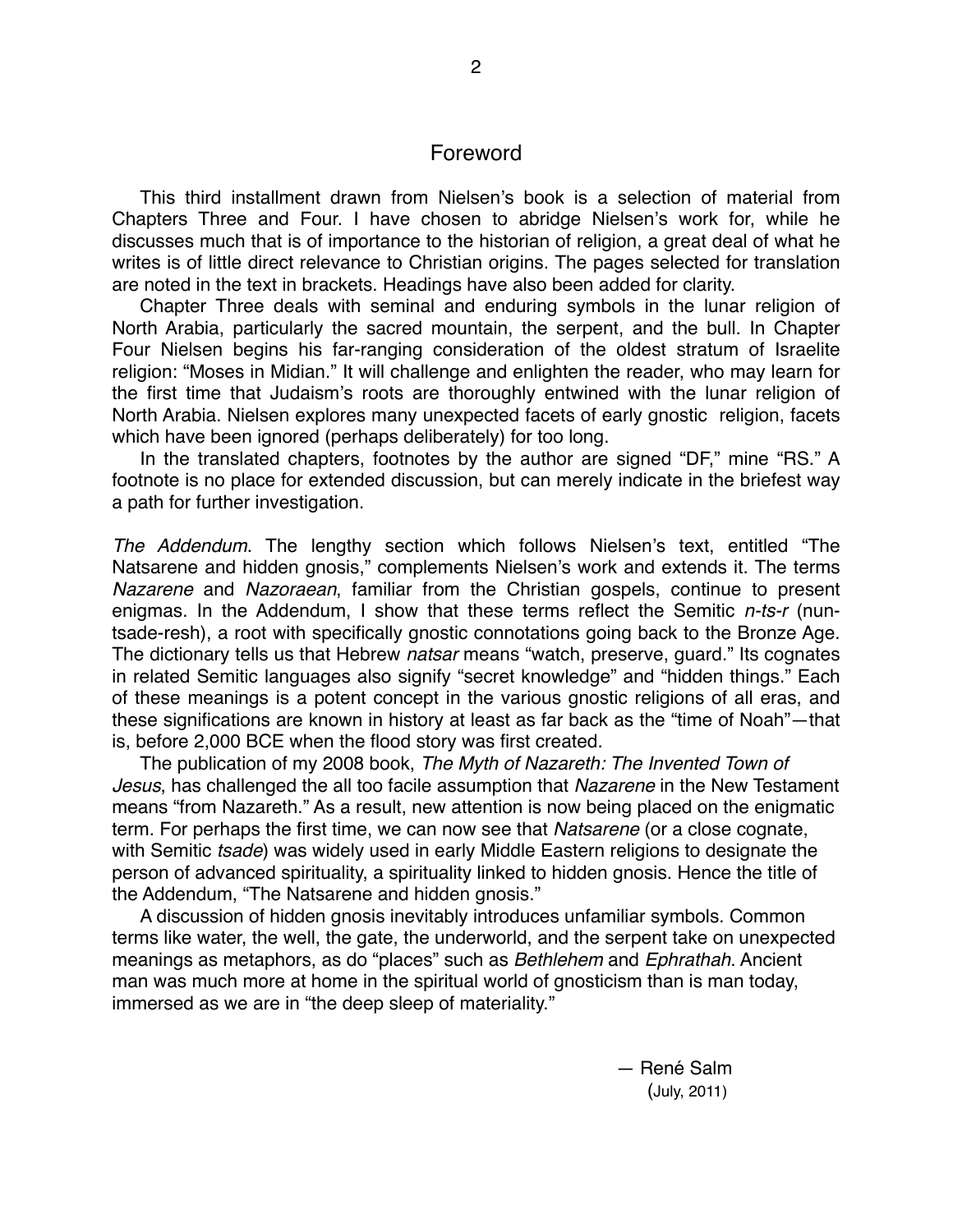## Foreword

This third installment drawn from Nielsen's book is a selection of material from Chapters Three and Four. I have chosen to abridge Nielsen's work for, while he discusses much that is of importance to the historian of religion, a great deal of what he writes is of little direct relevance to Christian origins. The pages selected for translation are noted in the text in brackets. Headings have also been added for clarity.

Chapter Three deals with seminal and enduring symbols in the lunar religion of North Arabia, particularly the sacred mountain, the serpent, and the bull. In Chapter Four Nielsen begins his far-ranging consideration of the oldest stratum of Israelite religion: "Moses in Midian." It will challenge and enlighten the reader, who may learn for the first time that Judaism's roots are thoroughly entwined with the lunar religion of North Arabia. Nielsen explores many unexpected facets of early gnostic religion, facets which have been ignored (perhaps deliberately) for too long.

In the translated chapters, footnotes by the author are signed "DF," mine "RS." A footnote is no place for extended discussion, but can merely indicate in the briefest way a path for further investigation.

*The Addendum*. The lengthy section which follows Nielsen's text, entitled "The Natsarene and hidden gnosis," complements Nielsen's work and extends it. The terms *Nazarene* and *Nazoraean*, familiar from the Christian gospels, continue to present enigmas. In the Addendum, I show that these terms reflect the Semitic *n-ts-r* (nun-tsade-resh), a root with specifically gnostic connotations going back to the Bronze Age. The dictionary tells us that Hebrew *natsar* means "watch, preserve, guard." Its cognates in related Semitic languages also signify "secret knowledge" and "hidden things." Each of these meanings is a potent concept in the various gnostic religions of all eras, and these significations are known in history at least as far back as the "time of Noah"—that is, before 2,000 BCE when the flood story was first created.

The publication of my 2008 book, *The Myth of Nazareth: The Invented Town of Jesus*, has challenged the all too facile assumption that *Nazarene* in the New Testament means "from Nazareth." As a result, new attention is now being placed on the enigmatic term. For perhaps the first time, we can now see that *Natsarene* (or a close cognate, with Semitic *tsade*) was widely used in early Middle Eastern religions to designate the person of advanced spirituality, a spirituality linked to hidden gnosis. Hence the title of the Addendum, "The Natsarene and hidden gnosis."

A discussion of hidden gnosis inevitably introduces unfamiliar symbols. Common terms like water, the well, the gate, the underworld, and the serpent take on unexpected meanings as metaphors, as do "places" such as *Bethlehem* and *Ephrathah*. Ancient man was much more at home in the spiritual world of gnosticism than is man today, immersed as we are in "the deep sleep of materiality."

— René Salm
(July, 2011)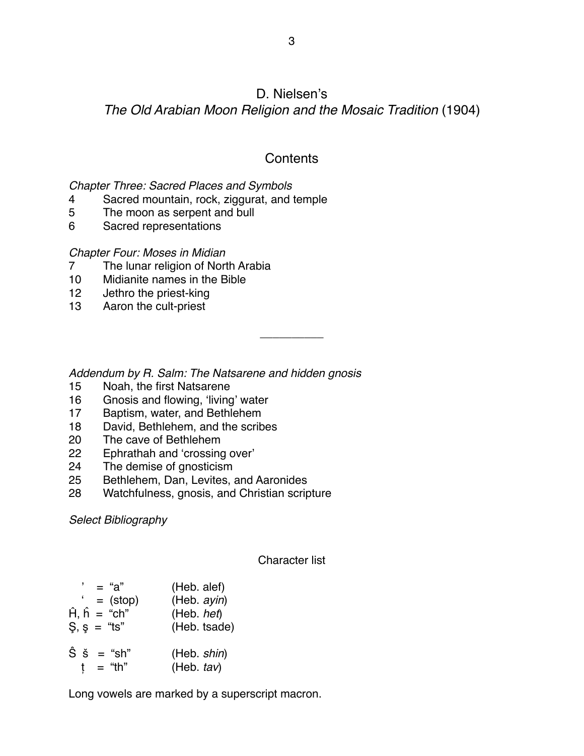# D. Nielsen's
# *The Old Arabian Moon Religion and the Mosaic Tradition* (1904)

## Contents

*Chapter Three: Sacred Places and Symbols*

| | |
|---|---|
| 4 | Sacred mountain, rock, ziggurat, and temple |
| 5 | The moon as serpent and bull |
| 6 | Sacred representations |

*Chapter Four: Moses in Midian*

| | |
|---|---|
| 7 | The lunar religion of North Arabia |
| 10 | Midianite names in the Bible |
| 12 | Jethro the priest-king |
| 13 | Aaron the cult-priest |

__________

*Addendum by R. Salm: The Natsarene and hidden gnosis*

| | |
|---|---|
| 15 | Noah, the first Natsarene |
| 16 | Gnosis and flowing, 'living' water |
| 17 | Baptism, water, and Bethlehem |
| 18 | David, Bethlehem, and the scribes |
| 20 | The cave of Bethlehem |
| 22 | Ephrathah and 'crossing over' |
| 24 | The demise of gnosticism |
| 25 | Bethlehem, Dan, Levites, and Aaronides |
| 28 | Watchfulness, gnosis, and Christian scripture |

*Select Bibliography*

### Character list

| | | |
|---|---|---|
| ' | = "a" | (Heb. alef) |
| ' | = (stop) | (Heb. *ayin*) |
| Ĥ, ĥ | = "ch" | (Heb. *het*) |
| Ş, ş | = "ts" | (Heb. tsade) |
| Ŝ š | = "sh" | (Heb. *shin*) |
| ṭ | = "th" | (Heb. *tav*) |

Long vowels are marked by a superscript macron.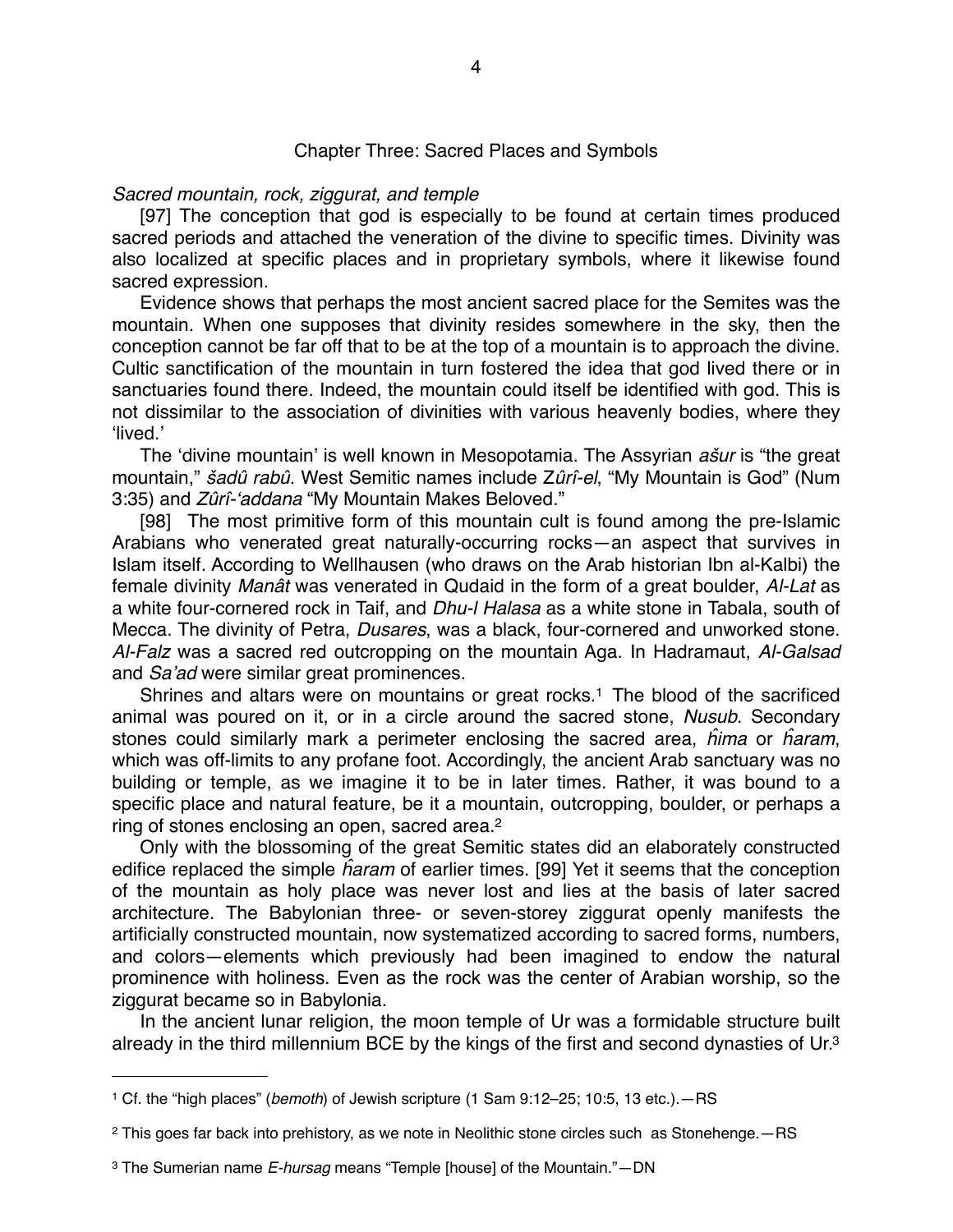## Chapter Three: Sacred Places and Symbols

*Sacred mountain, rock, ziggurat, and temple*

[97] The conception that god is especially to be found at certain times produced sacred periods and attached the veneration of the divine to specific times. Divinity was also localized at specific places and in proprietary symbols, where it likewise found sacred expression.

Evidence shows that perhaps the most ancient sacred place for the Semites was the mountain. When one supposes that divinity resides somewhere in the sky, then the conception cannot be far off that to be at the top of a mountain is to approach the divine. Cultic sanctification of the mountain in turn fostered the idea that god lived there or in sanctuaries found there. Indeed, the mountain could itself be identified with god. This is not dissimilar to the association of divinities with various heavenly bodies, where they 'lived.'

The 'divine mountain' is well known in Mesopotamia. The Assyrian *ašur* is "the great mountain," *šadû rabû*. West Semitic names include Z*ûrî-el*, "My Mountain is God" (Num 3:35) and *Zûrî-'addana* "My Mountain Makes Beloved."

[98] The most primitive form of this mountain cult is found among the pre-Islamic Arabians who venerated great naturally-occurring rocks—an aspect that survives in Islam itself. According to Wellhausen (who draws on the Arab historian Ibn al-Kalbi) the female divinity *Manât* was venerated in Qudaid in the form of a great boulder, *Al-Lat* as a white four-cornered rock in Taif, and *Dhu-l Halasa* as a white stone in Tabala, south of Mecca. The divinity of Petra, *Dusares*, was a black, four-cornered and unworked stone. *Al-Falz* was a sacred red outcropping on the mountain Aga. In Hadramaut, *Al-Galsad* and *Sa'ad* were similar great prominences.

Shrines and altars were on mountains or great rocks.[1] The blood of the sacrificed animal was poured on it, or in a circle around the sacred stone, *Nusub*. Secondary stones could similarly mark a perimeter enclosing the sacred area, *ĥima* or *ĥaram*, which was off-limits to any profane foot. Accordingly, the ancient Arab sanctuary was no building or temple, as we imagine it to be in later times. Rather, it was bound to a specific place and natural feature, be it a mountain, outcropping, boulder, or perhaps a ring of stones enclosing an open, sacred area.[2]

Only with the blossoming of the great Semitic states did an elaborately constructed edifice replaced the simple *ĥaram* of earlier times. [99] Yet it seems that the conception of the mountain as holy place was never lost and lies at the basis of later sacred architecture. The Babylonian three- or seven-storey ziggurat openly manifests the artificially constructed mountain, now systematized according to sacred forms, numbers, and colors—elements which previously had been imagined to endow the natural prominence with holiness. Even as the rock was the center of Arabian worship, so the ziggurat became so in Babylonia.

In the ancient lunar religion, the moon temple of Ur was a formidable structure built already in the third millennium BCE by the kings of the first and second dynasties of Ur.[3]

---

[1] Cf. the "high places" (*bemoth*) of Jewish scripture (1 Sam 9:12–25; 10:5, 13 etc.).—RS

[2] This goes far back into prehistory, as we note in Neolithic stone circles such as Stonehenge.—RS

[3] The Sumerian name *E-hursag* means "Temple [house] of the Mountain."—DN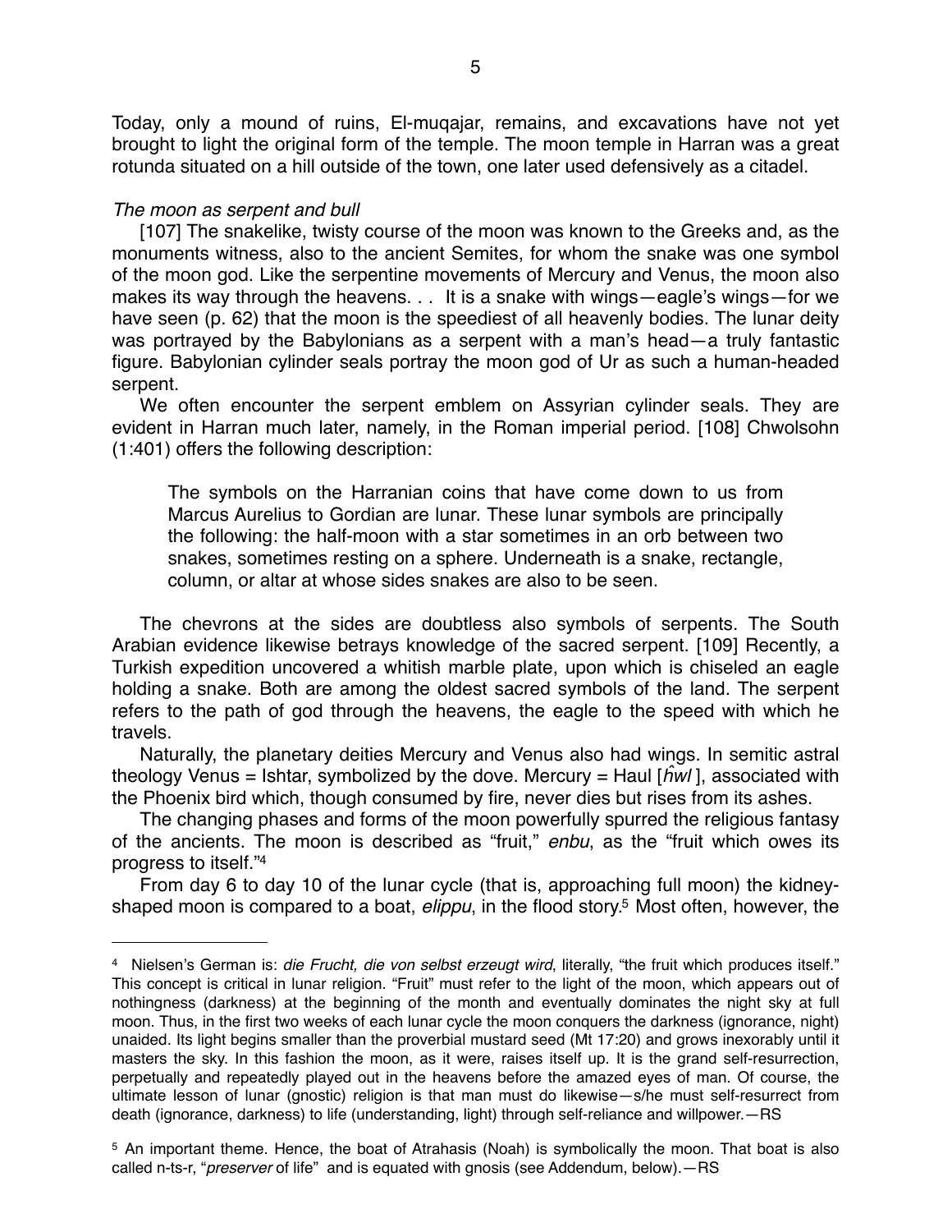Today, only a mound of ruins, El-muqajar, remains, and excavations have not yet brought to light the original form of the temple. The moon temple in Harran was a great rotunda situated on a hill outside of the town, one later used defensively as a citadel.

*The moon as serpent and bull*

[107] The snakelike, twisty course of the moon was known to the Greeks and, as the monuments witness, also to the ancient Semites, for whom the snake was one symbol of the moon god. Like the serpentine movements of Mercury and Venus, the moon also makes its way through the heavens. . . It is a snake with wings—eagle's wings—for we have seen (p. 62) that the moon is the speediest of all heavenly bodies. The lunar deity was portrayed by the Babylonians as a serpent with a man's head—a truly fantastic figure. Babylonian cylinder seals portray the moon god of Ur as such a human-headed serpent.

We often encounter the serpent emblem on Assyrian cylinder seals. They are evident in Harran much later, namely, in the Roman imperial period. [108] Chwolsohn (1:401) offers the following description:

> The symbols on the Harranian coins that have come down to us from Marcus Aurelius to Gordian are lunar. These lunar symbols are principally the following: the half-moon with a star sometimes in an orb between two snakes, sometimes resting on a sphere. Underneath is a snake, rectangle, column, or altar at whose sides snakes are also to be seen.

The chevrons at the sides are doubtless also symbols of serpents. The South Arabian evidence likewise betrays knowledge of the sacred serpent. [109] Recently, a Turkish expedition uncovered a whitish marble plate, upon which is chiseled an eagle holding a snake. Both are among the oldest sacred symbols of the land. The serpent refers to the path of god through the heavens, the eagle to the speed with which he travels.

Naturally, the planetary deities Mercury and Venus also had wings. In semitic astral theology Venus = Ishtar, symbolized by the dove. Mercury = Haul [*ĥwl*], associated with the Phoenix bird which, though consumed by fire, never dies but rises from its ashes.

The changing phases and forms of the moon powerfully spurred the religious fantasy of the ancients. The moon is described as "fruit," *enbu*, as the "fruit which owes its progress to itself."[4]

From day 6 to day 10 of the lunar cycle (that is, approaching full moon) the kidney-shaped moon is compared to a boat, *elippu*, in the flood story.[5] Most often, however, the

---

[4] Nielsen's German is: *die Frucht, die von selbst erzeugt wird*, literally, "the fruit which produces itself." This concept is critical in lunar religion. "Fruit" must refer to the light of the moon, which appears out of nothingness (darkness) at the beginning of the month and eventually dominates the night sky at full moon. Thus, in the first two weeks of each lunar cycle the moon conquers the darkness (ignorance, night) unaided. Its light begins smaller than the proverbial mustard seed (Mt 17:20) and grows inexorably until it masters the sky. In this fashion the moon, as it were, raises itself up. It is the grand self-resurrection, perpetually and repeatedly played out in the heavens before the amazed eyes of man. Of course, the ultimate lesson of lunar (gnostic) religion is that man must do likewise—s/he must self-resurrect from death (ignorance, darkness) to life (understanding, light) through self-reliance and willpower.—RS

[5] An important theme. Hence, the boat of Atrahasis (Noah) is symbolically the moon. That boat is also called n-ts-r, "*preserver* of life" and is equated with gnosis (see Addendum, below).—RS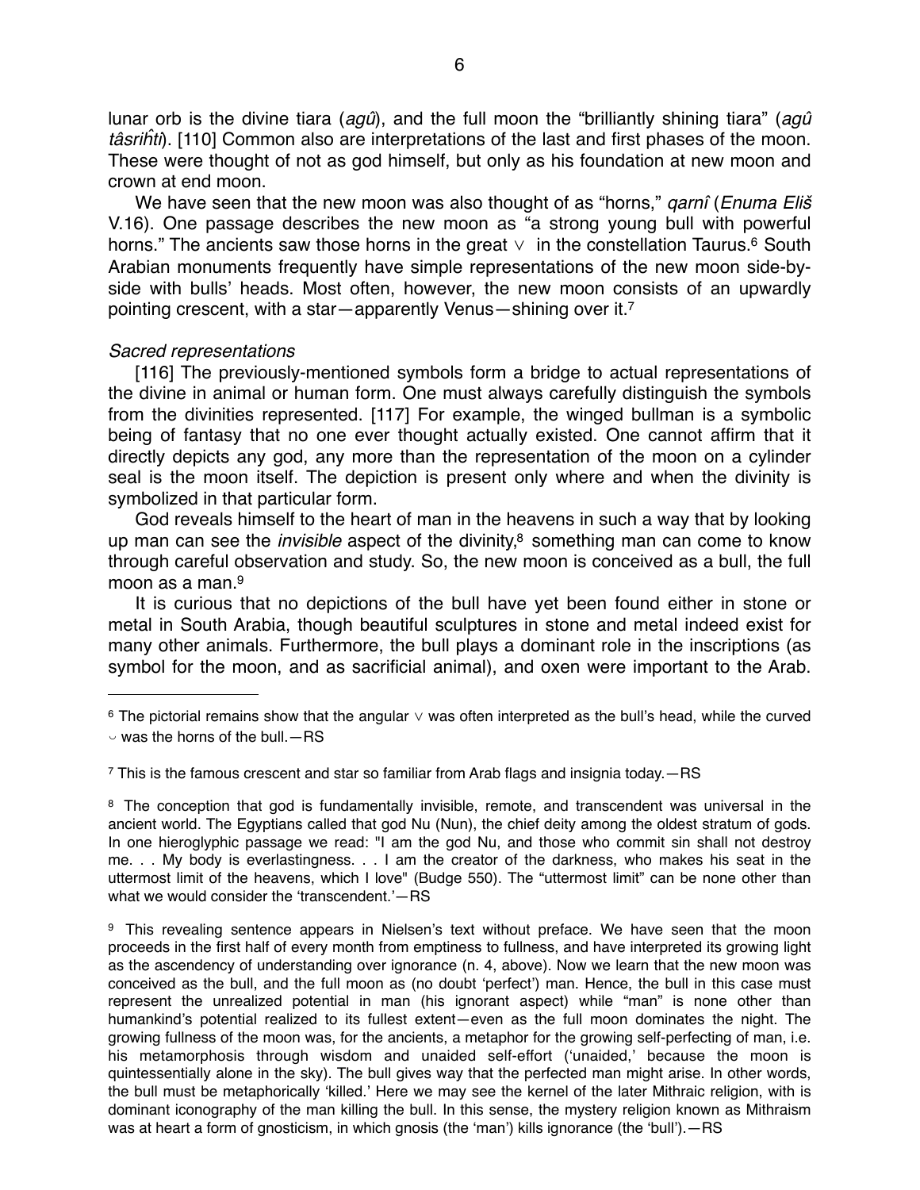lunar orb is the divine tiara (*agû*), and the full moon the "brilliantly shining tiara" (*agû tâsriḫ̂ti*). [110] Common also are interpretations of the last and first phases of the moon. These were thought of not as god himself, but only as his foundation at new moon and crown at end moon.

We have seen that the new moon was also thought of as "horns," *qarnî* (*Enuma Eliš* V.16). One passage describes the new moon as "a strong young bull with powerful horns." The ancients saw those horns in the great ∨ in the constellation Taurus.[6] South Arabian monuments frequently have simple representations of the new moon side-by-side with bulls' heads. Most often, however, the new moon consists of an upwardly pointing crescent, with a star—apparently Venus—shining over it.[7]

*Sacred representations*

[116] The previously-mentioned symbols form a bridge to actual representations of the divine in animal or human form. One must always carefully distinguish the symbols from the divinities represented. [117] For example, the winged bullman is a symbolic being of fantasy that no one ever thought actually existed. One cannot affirm that it directly depicts any god, any more than the representation of the moon on a cylinder seal is the moon itself. The depiction is present only where and when the divinity is symbolized in that particular form.

God reveals himself to the heart of man in the heavens in such a way that by looking up man can see the *invisible* aspect of the divinity,[8] something man can come to know through careful observation and study. So, the new moon is conceived as a bull, the full moon as a man.[9]

It is curious that no depictions of the bull have yet been found either in stone or metal in South Arabia, though beautiful sculptures in stone and metal indeed exist for many other animals. Furthermore, the bull plays a dominant role in the inscriptions (as symbol for the moon, and as sacrificial animal), and oxen were important to the Arab.

---

[6] The pictorial remains show that the angular ∨ was often interpreted as the bull's head, while the curved ◡ was the horns of the bull.—RS

[7] This is the famous crescent and star so familiar from Arab flags and insignia today.—RS

[8] The conception that god is fundamentally invisible, remote, and transcendent was universal in the ancient world. The Egyptians called that god Nu (Nun), the chief deity among the oldest stratum of gods. In one hieroglyphic passage we read: "I am the god Nu, and those who commit sin shall not destroy me. . . My body is everlastingness. . . I am the creator of the darkness, who makes his seat in the uttermost limit of the heavens, which I love" (Budge 550). The "uttermost limit" can be none other than what we would consider the 'transcendent.'—RS

[9] This revealing sentence appears in Nielsen's text without preface. We have seen that the moon proceeds in the first half of every month from emptiness to fullness, and have interpreted its growing light as the ascendency of understanding over ignorance (n. 4, above). Now we learn that the new moon was conceived as the bull, and the full moon as (no doubt 'perfect') man. Hence, the bull in this case must represent the unrealized potential in man (his ignorant aspect) while "man" is none other than humankind's potential realized to its fullest extent—even as the full moon dominates the night. The growing fullness of the moon was, for the ancients, a metaphor for the growing self-perfecting of man, i.e. his metamorphosis through wisdom and unaided self-effort ('unaided,' because the moon is quintessentially alone in the sky). The bull gives way that the perfected man might arise. In other words, the bull must be metaphorically 'killed.' Here we may see the kernel of the later Mithraic religion, with is dominant iconography of the man killing the bull. In this sense, the mystery religion known as Mithraism was at heart a form of gnosticism, in which gnosis (the 'man') kills ignorance (the 'bull').—RS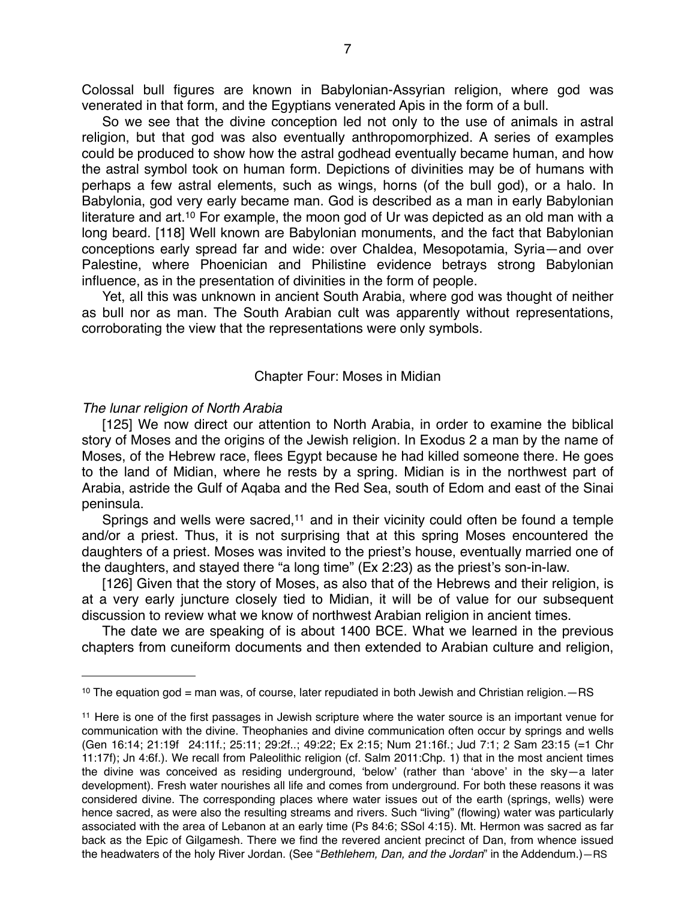Colossal bull figures are known in Babylonian-Assyrian religion, where god was venerated in that form, and the Egyptians venerated Apis in the form of a bull.

So we see that the divine conception led not only to the use of animals in astral religion, but that god was also eventually anthropomorphized. A series of examples could be produced to show how the astral godhead eventually became human, and how the astral symbol took on human form. Depictions of divinities may be of humans with perhaps a few astral elements, such as wings, horns (of the bull god), or a halo. In Babylonia, god very early became man. God is described as a man in early Babylonian literature and art.[10] For example, the moon god of Ur was depicted as an old man with a long beard. [118] Well known are Babylonian monuments, and the fact that Babylonian conceptions early spread far and wide: over Chaldea, Mesopotamia, Syria—and over Palestine, where Phoenician and Philistine evidence betrays strong Babylonian influence, as in the presentation of divinities in the form of people.

Yet, all this was unknown in ancient South Arabia, where god was thought of neither as bull nor as man. The South Arabian cult was apparently without representations, corroborating the view that the representations were only symbols.

## Chapter Four: Moses in Midian

*The lunar religion of North Arabia*

[125] We now direct our attention to North Arabia, in order to examine the biblical story of Moses and the origins of the Jewish religion. In Exodus 2 a man by the name of Moses, of the Hebrew race, flees Egypt because he had killed someone there. He goes to the land of Midian, where he rests by a spring. Midian is in the northwest part of Arabia, astride the Gulf of Aqaba and the Red Sea, south of Edom and east of the Sinai peninsula.

Springs and wells were sacred,[11] and in their vicinity could often be found a temple and/or a priest. Thus, it is not surprising that at this spring Moses encountered the daughters of a priest. Moses was invited to the priest's house, eventually married one of the daughters, and stayed there "a long time" (Ex 2:23) as the priest's son-in-law.

[126] Given that the story of Moses, as also that of the Hebrews and their religion, is at a very early juncture closely tied to Midian, it will be of value for our subsequent discussion to review what we know of northwest Arabian religion in ancient times.

The date we are speaking of is about 1400 BCE. What we learned in the previous chapters from cuneiform documents and then extended to Arabian culture and religion,

---

[10] The equation god = man was, of course, later repudiated in both Jewish and Christian religion.—RS

[11] Here is one of the first passages in Jewish scripture where the water source is an important venue for communication with the divine. Theophanies and divine communication often occur by springs and wells (Gen 16:14; 21:19f 24:11f.; 25:11; 29:2f..; 49:22; Ex 2:15; Num 21:16f.; Jud 7:1; 2 Sam 23:15 (=1 Chr 11:17f); Jn 4:6f.). We recall from Paleolithic religion (cf. Salm 2011:Chp. 1) that in the most ancient times the divine was conceived as residing underground, 'below' (rather than 'above' in the sky—a later development). Fresh water nourishes all life and comes from underground. For both these reasons it was considered divine. The corresponding places where water issues out of the earth (springs, wells) were hence sacred, as were also the resulting streams and rivers. Such "living" (flowing) water was particularly associated with the area of Lebanon at an early time (Ps 84:6; SSol 4:15). Mt. Hermon was sacred as far back as the Epic of Gilgamesh. There we find the revered ancient precinct of Dan, from whence issued the headwaters of the holy River Jordan. (See "*Bethlehem, Dan, and the Jordan*" in the Addendum.)—RS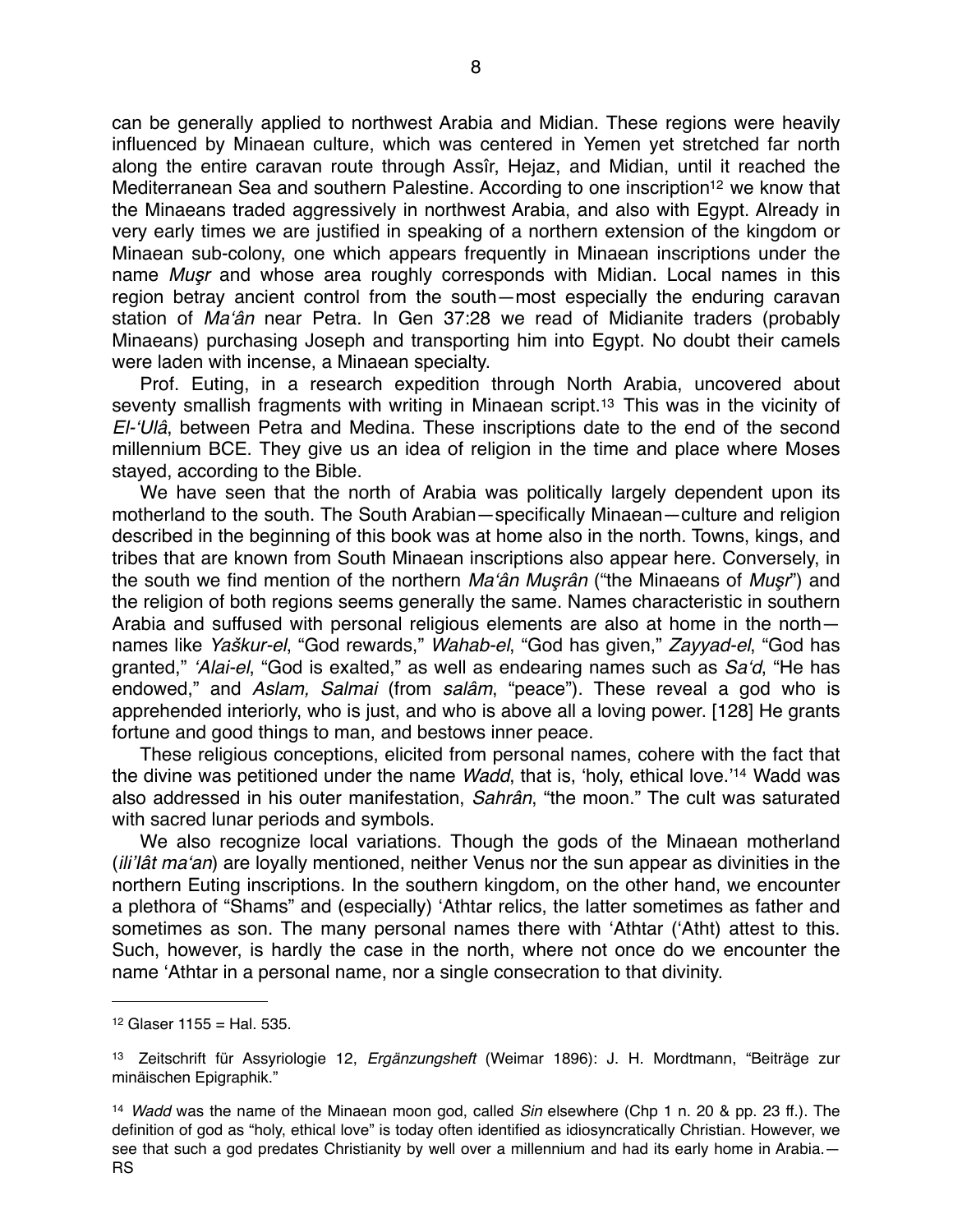can be generally applied to northwest Arabia and Midian. These regions were heavily influenced by Minaean culture, which was centered in Yemen yet stretched far north along the entire caravan route through Assîr, Hejaz, and Midian, until it reached the Mediterranean Sea and southern Palestine. According to one inscription[12] we know that the Minaeans traded aggressively in northwest Arabia, and also with Egypt. Already in very early times we are justified in speaking of a northern extension of the kingdom or Minaean sub-colony, one which appears frequently in Minaean inscriptions under the name *Muşr* and whose area roughly corresponds with Midian. Local names in this region betray ancient control from the south—most especially the enduring caravan station of *Ma'ân* near Petra. In Gen 37:28 we read of Midianite traders (probably Minaeans) purchasing Joseph and transporting him into Egypt. No doubt their camels were laden with incense, a Minaean specialty.

Prof. Euting, in a research expedition through North Arabia, uncovered about seventy smallish fragments with writing in Minaean script.[13] This was in the vicinity of *El-'Ulâ*, between Petra and Medina. These inscriptions date to the end of the second millennium BCE. They give us an idea of religion in the time and place where Moses stayed, according to the Bible.

We have seen that the north of Arabia was politically largely dependent upon its motherland to the south. The South Arabian—specifically Minaean—culture and religion described in the beginning of this book was at home also in the north. Towns, kings, and tribes that are known from South Minaean inscriptions also appear here. Conversely, in the south we find mention of the northern *Ma'ân Muşrân* ("the Minaeans of *Muşr*") and the religion of both regions seems generally the same. Names characteristic in southern Arabia and suffused with personal religious elements are also at home in the north—names like *Yaškur-el*, "God rewards," *Wahab-el*, "God has given," *Zayyad-el*, "God has granted," *'Alai-el*, "God is exalted," as well as endearing names such as *Sa'd*, "He has endowed," and *Aslam, Salmai* (from *salâm*, "peace"). These reveal a god who is apprehended interiorly, who is just, and who is above all a loving power. [128] He grants fortune and good things to man, and bestows inner peace.

These religious conceptions, elicited from personal names, cohere with the fact that the divine was petitioned under the name *Wadd*, that is, 'holy, ethical love.'[14] Wadd was also addressed in his outer manifestation, *Sahrân*, "the moon." The cult was saturated with sacred lunar periods and symbols.

We also recognize local variations. Though the gods of the Minaean motherland (*ili'lât ma'an*) are loyally mentioned, neither Venus nor the sun appear as divinities in the northern Euting inscriptions. In the southern kingdom, on the other hand, we encounter a plethora of "Shams" and (especially) 'Athtar relics, the latter sometimes as father and sometimes as son. The many personal names there with 'Athtar ('Atht) attest to this. Such, however, is hardly the case in the north, where not once do we encounter the name 'Athtar in a personal name, nor a single consecration to that divinity.

---

[12] Glaser 1155 = Hal. 535.

[13] Zeitschrift für Assyriologie 12, *Ergänzungsheft* (Weimar 1896): J. H. Mordtmann, "Beiträge zur minäischen Epigraphik."

[14] *Wadd* was the name of the Minaean moon god, called *Sin* elsewhere (Chp 1 n. 20 & pp. 23 ff.). The definition of god as "holy, ethical love" is today often identified as idiosyncratically Christian. However, we see that such a god predates Christianity by well over a millennium and had its early home in Arabia.—RS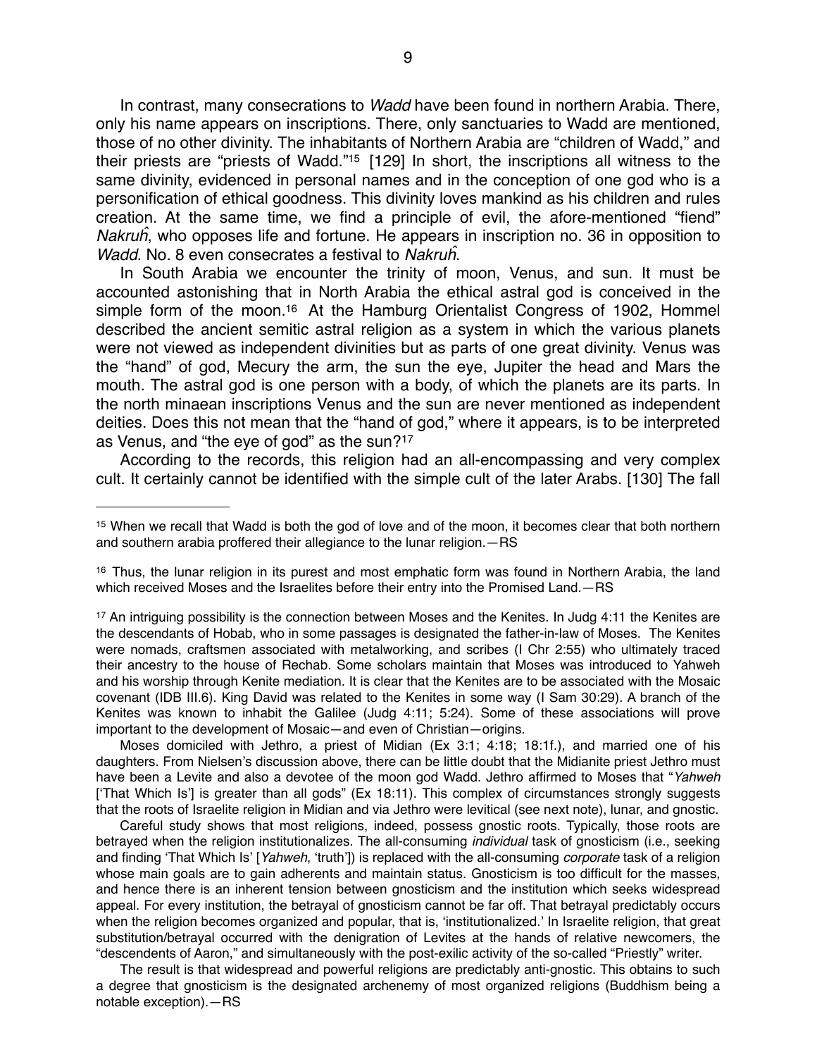In contrast, many consecrations to *Wadd* have been found in northern Arabia. There, only his name appears on inscriptions. There, only sanctuaries to Wadd are mentioned, those of no other divinity. The inhabitants of Northern Arabia are "children of Wadd," and their priests are "priests of Wadd."[15] [129] In short, the inscriptions all witness to the same divinity, evidenced in personal names and in the conception of one god who is a personification of ethical goodness. This divinity loves mankind as his children and rules creation. At the same time, we find a principle of evil, the afore-mentioned "fiend" *Nakruḣ*, who opposes life and fortune. He appears in inscription no. 36 in opposition to *Wadd*. No. 8 even consecrates a festival to *Nakruḣ*.

In South Arabia we encounter the trinity of moon, Venus, and sun. It must be accounted astonishing that in North Arabia the ethical astral god is conceived in the simple form of the moon.[16] At the Hamburg Orientalist Congress of 1902, Hommel described the ancient semitic astral religion as a system in which the various planets were not viewed as independent divinities but as parts of one great divinity. Venus was the "hand" of god, Mecury the arm, the sun the eye, Jupiter the head and Mars the mouth. The astral god is one person with a body, of which the planets are its parts. In the north minaean inscriptions Venus and the sun are never mentioned as independent deities. Does this not mean that the "hand of god," where it appears, is to be interpreted as Venus, and "the eye of god" as the sun?[17]

According to the records, this religion had an all-encompassing and very complex cult. It certainly cannot be identified with the simple cult of the later Arabs. [130] The fall

---

[15] When we recall that Wadd is both the god of love and of the moon, it becomes clear that both northern and southern arabia proffered their allegiance to the lunar religion.—RS

[16] Thus, the lunar religion in its purest and most emphatic form was found in Northern Arabia, the land which received Moses and the Israelites before their entry into the Promised Land.—RS

[17] An intriguing possibility is the connection between Moses and the Kenites. In Judg 4:11 the Kenites are the descendants of Hobab, who in some passages is designated the father-in-law of Moses. The Kenites were nomads, craftsmen associated with metalworking, and scribes (I Chr 2:55) who ultimately traced their ancestry to the house of Rechab. Some scholars maintain that Moses was introduced to Yahweh and his worship through Kenite mediation. It is clear that the Kenites are to be associated with the Mosaic covenant (IDB III.6). King David was related to the Kenites in some way (I Sam 30:29). A branch of the Kenites was known to inhabit the Galilee (Judg 4:11; 5:24). Some of these associations will prove important to the development of Mosaic—and even of Christian—origins.

Moses domiciled with Jethro, a priest of Midian (Ex 3:1; 4:18; 18:1f.), and married one of his daughters. From Nielsen's discussion above, there can be little doubt that the Midianite priest Jethro must have been a Levite and also a devotee of the moon god Wadd. Jethro affirmed to Moses that "*Yahweh* ['That Which Is'] is greater than all gods" (Ex 18:11). This complex of circumstances strongly suggests that the roots of Israelite religion in Midian and via Jethro were levitical (see next note), lunar, and gnostic.

Careful study shows that most religions, indeed, possess gnostic roots. Typically, those roots are betrayed when the religion institutionalizes. The all-consuming *individual* task of gnosticism (i.e., seeking and finding 'That Which Is' [*Yahweh*, 'truth']) is replaced with the all-consuming *corporate* task of a religion whose main goals are to gain adherents and maintain status. Gnosticism is too difficult for the masses, and hence there is an inherent tension between gnosticism and the institution which seeks widespread appeal. For every institution, the betrayal of gnosticism cannot be far off. That betrayal predictably occurs when the religion becomes organized and popular, that is, 'institutionalized.' In Israelite religion, that great substitution/betrayal occurred with the denigration of Levites at the hands of relative newcomers, the "descendents of Aaron," and simultaneously with the post-exilic activity of the so-called "Priestly" writer.

The result is that widespread and powerful religions are predictably anti-gnostic. This obtains to such a degree that gnosticism is the designated archenemy of most organized religions (Buddhism being a notable exception).—RS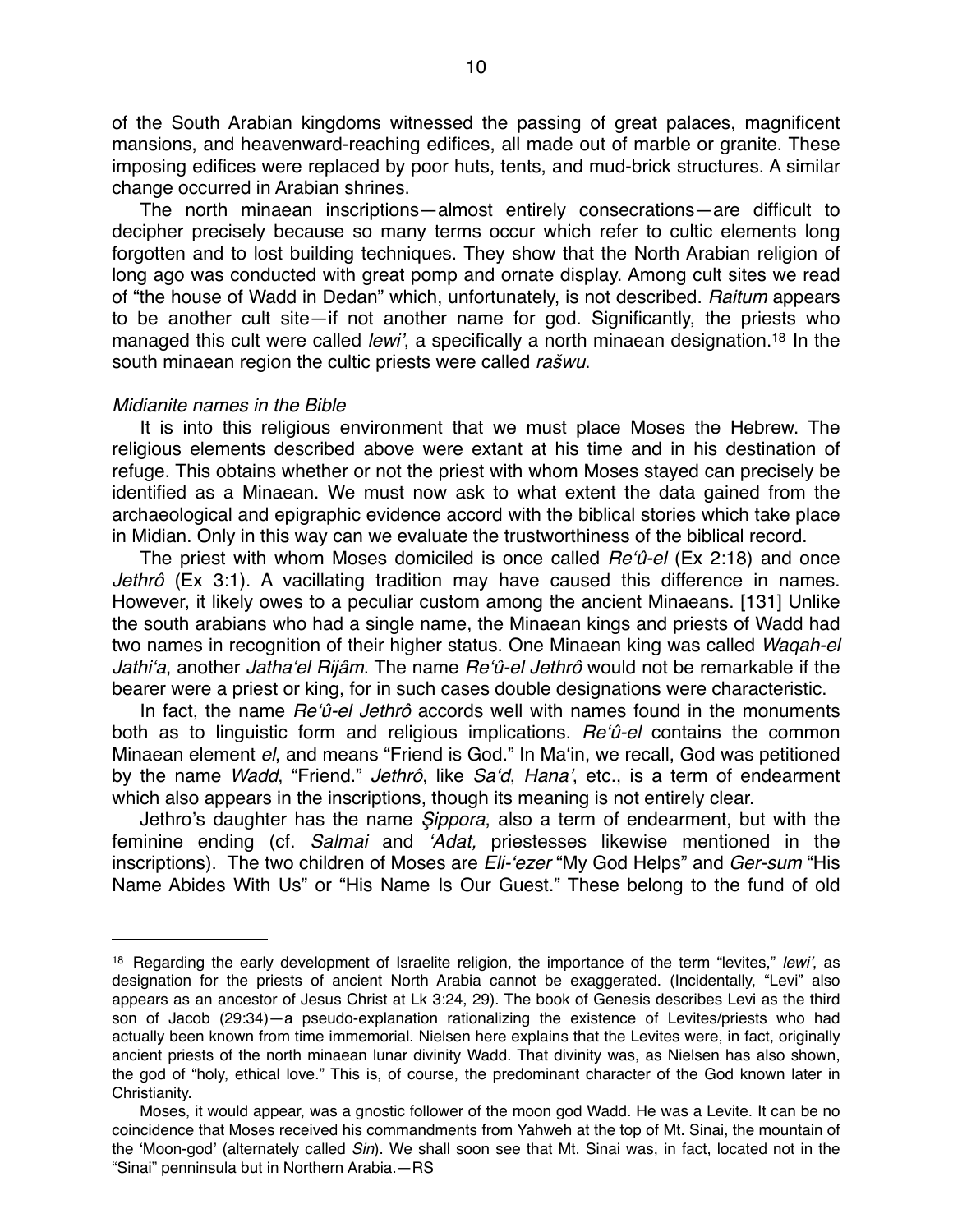of the South Arabian kingdoms witnessed the passing of great palaces, magnificent mansions, and heavenward-reaching edifices, all made out of marble or granite. These imposing edifices were replaced by poor huts, tents, and mud-brick structures. A similar change occurred in Arabian shrines.

The north minaean inscriptions—almost entirely consecrations—are difficult to decipher precisely because so many terms occur which refer to cultic elements long forgotten and to lost building techniques. They show that the North Arabian religion of long ago was conducted with great pomp and ornate display. Among cult sites we read of "the house of Wadd in Dedan" which, unfortunately, is not described. *Raitum* appears to be another cult site—if not another name for god. Significantly, the priests who managed this cult were called *lewi'*, a specifically a north minaean designation.[18] In the south minaean region the cultic priests were called *rašwu*.

*Midianite names in the Bible*

It is into this religious environment that we must place Moses the Hebrew. The religious elements described above were extant at his time and in his destination of refuge. This obtains whether or not the priest with whom Moses stayed can precisely be identified as a Minaean. We must now ask to what extent the data gained from the archaeological and epigraphic evidence accord with the biblical stories which take place in Midian. Only in this way can we evaluate the trustworthiness of the biblical record.

The priest with whom Moses domiciled is once called *Re'û-el* (Ex 2:18) and once *Jethrô* (Ex 3:1). A vacillating tradition may have caused this difference in names. However, it likely owes to a peculiar custom among the ancient Minaeans. [131] Unlike the south arabians who had a single name, the Minaean kings and priests of Wadd had two names in recognition of their higher status. One Minaean king was called *Waqah-el Jathi'a*, another *Jatha'el Rijâm*. The name *Re'û-el Jethrô* would not be remarkable if the bearer were a priest or king, for in such cases double designations were characteristic.

In fact, the name *Re'û-el Jethrô* accords well with names found in the monuments both as to linguistic form and religious implications. *Re'û-el* contains the common Minaean element *el*, and means "Friend is God." In Ma'in, we recall, God was petitioned by the name *Wadd*, "Friend." *Jethrô*, like *Sa'd*, *Hana'*, etc., is a term of endearment which also appears in the inscriptions, though its meaning is not entirely clear.

Jethro's daughter has the name *Ṣippora*, also a term of endearment, but with the feminine ending (cf. *Salmai* and *'Adat,* priestesses likewise mentioned in the inscriptions). The two children of Moses are *Eli-'ezer* "My God Helps" and *Ger-sum* "His Name Abides With Us" or "His Name Is Our Guest." These belong to the fund of old

---

[18] Regarding the early development of Israelite religion, the importance of the term "levites," *lewi'*, as designation for the priests of ancient North Arabia cannot be exaggerated. (Incidentally, "Levi" also appears as an ancestor of Jesus Christ at Lk 3:24, 29). The book of Genesis describes Levi as the third son of Jacob (29:34)—a pseudo-explanation rationalizing the existence of Levites/priests who had actually been known from time immemorial. Nielsen here explains that the Levites were, in fact, originally ancient priests of the north minaean lunar divinity Wadd. That divinity was, as Nielsen has also shown, the god of "holy, ethical love." This is, of course, the predominant character of the God known later in Christianity.

Moses, it would appear, was a gnostic follower of the moon god Wadd. He was a Levite. It can be no coincidence that Moses received his commandments from Yahweh at the top of Mt. Sinai, the mountain of the 'Moon-god' (alternately called *Sin*). We shall soon see that Mt. Sinai was, in fact, located not in the "Sinai" penninsula but in Northern Arabia.—RS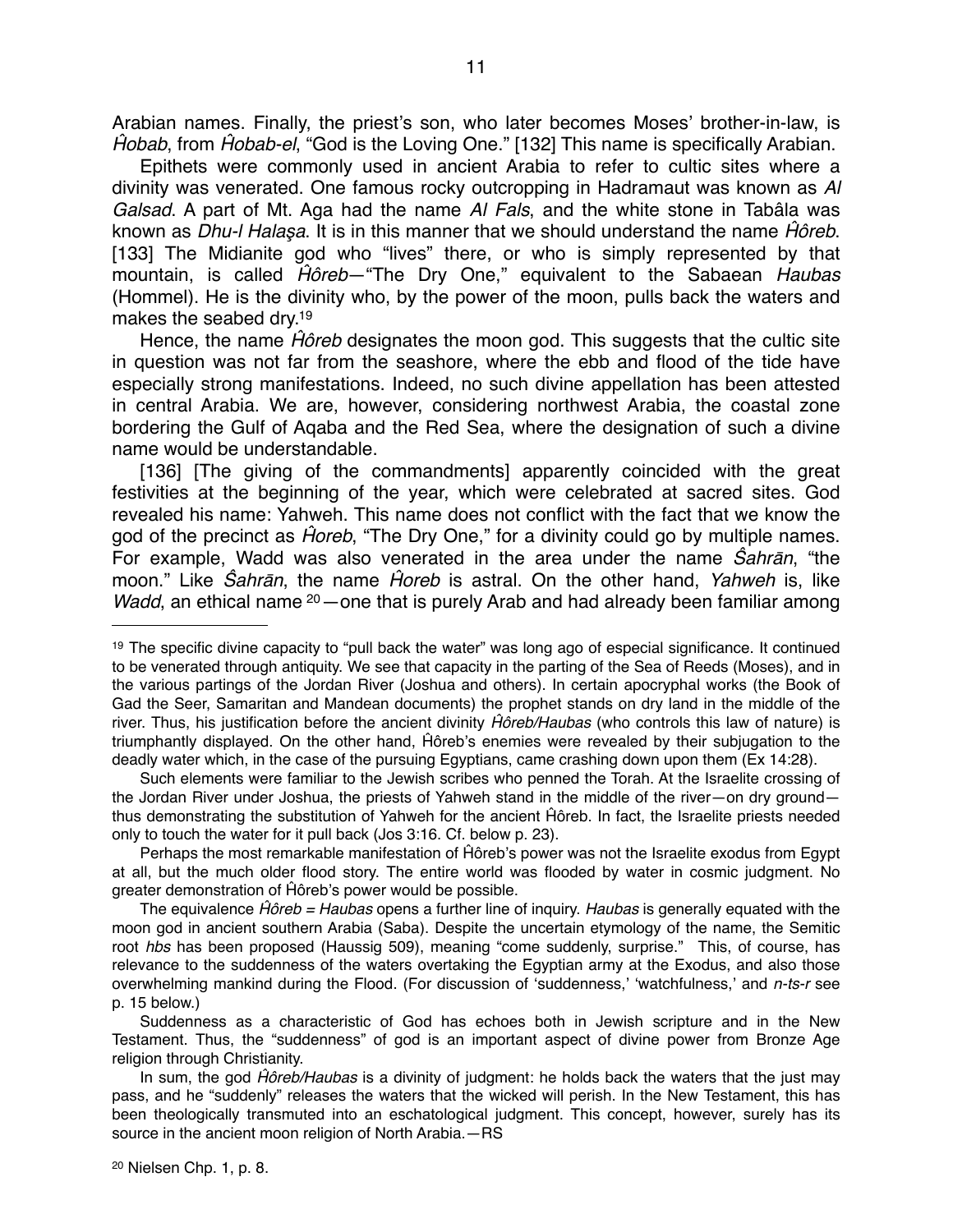Arabian names. Finally, the priest's son, who later becomes Moses' brother-in-law, is *Ĥobab*, from *Ĥobab-el*, "God is the Loving One." [132] This name is specifically Arabian.

Epithets were commonly used in ancient Arabia to refer to cultic sites where a divinity was venerated. One famous rocky outcropping in Hadramaut was known as *Al Galsad*. A part of Mt. Aga had the name *Al Fals*, and the white stone in Tabâla was known as *Dhu-l Halaṣa*. It is in this manner that we should understand the name *Ĥôreb*. [133] The Midianite god who "lives" there, or who is simply represented by that mountain, is called *Ĥôreb*—"The Dry One," equivalent to the Sabaean *Haubas* (Hommel). He is the divinity who, by the power of the moon, pulls back the waters and makes the seabed dry.[19]

Hence, the name *Ĥôreb* designates the moon god. This suggests that the cultic site in question was not far from the seashore, where the ebb and flood of the tide have especially strong manifestations. Indeed, no such divine appellation has been attested in central Arabia. We are, however, considering northwest Arabia, the coastal zone bordering the Gulf of Aqaba and the Red Sea, where the designation of such a divine name would be understandable.

[136] [The giving of the commandments] apparently coincided with the great festivities at the beginning of the year, which were celebrated at sacred sites. God revealed his name: Yahweh. This name does not conflict with the fact that we know the god of the precinct as *Ĥoreb*, "The Dry One," for a divinity could go by multiple names. For example, Wadd was also venerated in the area under the name *Ŝahrān*, "the moon." Like *Ŝahrān*, the name *Ĥoreb* is astral. On the other hand, *Yahweh* is, like *Wadd*, an ethical name [20]—one that is purely Arab and had already been familiar among

---

[19] The specific divine capacity to "pull back the water" was long ago of especial significance. It continued to be venerated through antiquity. We see that capacity in the parting of the Sea of Reeds (Moses), and in the various partings of the Jordan River (Joshua and others). In certain apocryphal works (the Book of Gad the Seer, Samaritan and Mandean documents) the prophet stands on dry land in the middle of the river. Thus, his justification before the ancient divinity *Ĥôreb/Haubas* (who controls this law of nature) is triumphantly displayed. On the other hand, Ĥôreb's enemies were revealed by their subjugation to the deadly water which, in the case of the pursuing Egyptians, came crashing down upon them (Ex 14:28).

Such elements were familiar to the Jewish scribes who penned the Torah. At the Israelite crossing of the Jordan River under Joshua, the priests of Yahweh stand in the middle of the river—on dry ground—thus demonstrating the substitution of Yahweh for the ancient Ĥôreb. In fact, the Israelite priests needed only to touch the water for it pull back (Jos 3:16. Cf. below p. 23).

Perhaps the most remarkable manifestation of Ĥôreb's power was not the Israelite exodus from Egypt at all, but the much older flood story. The entire world was flooded by water in cosmic judgment. No greater demonstration of Ĥôreb's power would be possible.

The equivalence *Ĥôreb = Haubas* opens a further line of inquiry. *Haubas* is generally equated with the moon god in ancient southern Arabia (Saba). Despite the uncertain etymology of the name, the Semitic root *hbs* has been proposed (Haussig 509), meaning "come suddenly, surprise." This, of course, has relevance to the suddenness of the waters overtaking the Egyptian army at the Exodus, and also those overwhelming mankind during the Flood. (For discussion of 'suddenness,' 'watchfulness,' and *n-ts-r* see p. 15 below.)

Suddenness as a characteristic of God has echoes both in Jewish scripture and in the New Testament. Thus, the "suddenness" of god is an important aspect of divine power from Bronze Age religion through Christianity.

In sum, the god *Ĥôreb/Haubas* is a divinity of judgment: he holds back the waters that the just may pass, and he "suddenly" releases the waters that the wicked will perish. In the New Testament, this has been theologically transmuted into an eschatological judgment. This concept, however, surely has its source in the ancient moon religion of North Arabia.—RS

[20] Nielsen Chp. 1, p. 8.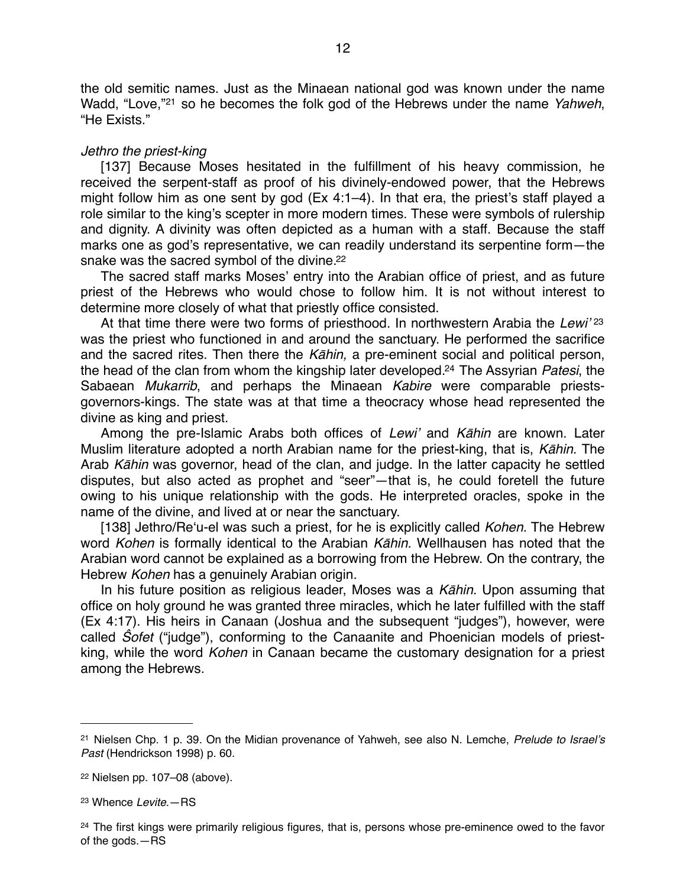the old semitic names. Just as the Minaean national god was known under the name Wadd, "Love,"[21] so he becomes the folk god of the Hebrews under the name *Yahweh*, "He Exists."

*Jethro the priest-king*

[137] Because Moses hesitated in the fulfillment of his heavy commission, he received the serpent-staff as proof of his divinely-endowed power, that the Hebrews might follow him as one sent by god (Ex 4:1–4). In that era, the priest's staff played a role similar to the king's scepter in more modern times. These were symbols of rulership and dignity. A divinity was often depicted as a human with a staff. Because the staff marks one as god's representative, we can readily understand its serpentine form—the snake was the sacred symbol of the divine.[22]

The sacred staff marks Moses' entry into the Arabian office of priest, and as future priest of the Hebrews who would chose to follow him. It is not without interest to determine more closely of what that priestly office consisted.

At that time there were two forms of priesthood. In northwestern Arabia the *Lewi'* [23] was the priest who functioned in and around the sanctuary. He performed the sacrifice and the sacred rites. Then there the *Kāhin,* a pre-eminent social and political person, the head of the clan from whom the kingship later developed.[24] The Assyrian *Patesi*, the Sabaean *Mukarrib*, and perhaps the Minaean *Kabire* were comparable priests-governors-kings. The state was at that time a theocracy whose head represented the divine as king and priest.

Among the pre-Islamic Arabs both offices of *Lewi'* and *Kāhin* are known. Later Muslim literature adopted a north Arabian name for the priest-king, that is, *Kāhin*. The Arab *Kāhin* was governor, head of the clan, and judge. In the latter capacity he settled disputes, but also acted as prophet and "seer"—that is, he could foretell the future owing to his unique relationship with the gods. He interpreted oracles, spoke in the name of the divine, and lived at or near the sanctuary.

[138] Jethro/Re'u-el was such a priest, for he is explicitly called *Kohen*. The Hebrew word *Kohen* is formally identical to the Arabian *Kāhin.* Wellhausen has noted that the Arabian word cannot be explained as a borrowing from the Hebrew. On the contrary, the Hebrew *Kohen* has a genuinely Arabian origin.

In his future position as religious leader, Moses was a *Kāhin.* Upon assuming that office on holy ground he was granted three miracles, which he later fulfilled with the staff (Ex 4:17). His heirs in Canaan (Joshua and the subsequent "judges"), however, were called *Ŝofet* ("judge"), conforming to the Canaanite and Phoenician models of priest-king, while the word *Kohen* in Canaan became the customary designation for a priest among the Hebrews.

---

[21] Nielsen Chp. 1 p. 39. On the Midian provenance of Yahweh, see also N. Lemche, *Prelude to Israel's Past* (Hendrickson 1998) p. 60.

[22] Nielsen pp. 107–08 (above).

[23] Whence *Levite*.—RS

[24] The first kings were primarily religious figures, that is, persons whose pre-eminence owed to the favor of the gods.—RS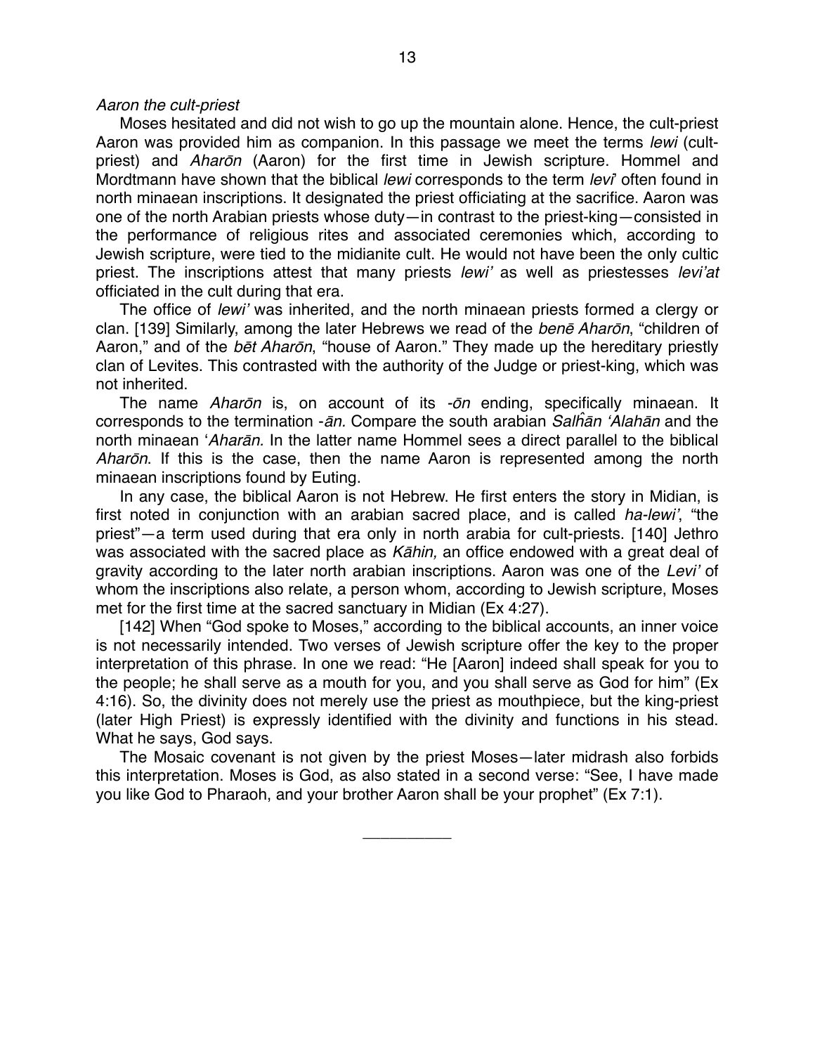*Aaron the cult-priest*

Moses hesitated and did not wish to go up the mountain alone. Hence, the cult-priest Aaron was provided him as companion. In this passage we meet the terms *lewi* (cult-priest) and *Aharōn* (Aaron) for the first time in Jewish scripture. Hommel and Mordtmann have shown that the biblical *lewi* corresponds to the term *levi'* often found in north minaean inscriptions. It designated the priest officiating at the sacrifice. Aaron was one of the north Arabian priests whose duty—in contrast to the priest-king—consisted in the performance of religious rites and associated ceremonies which, according to Jewish scripture, were tied to the midianite cult. He would not have been the only cultic priest. The inscriptions attest that many priests *lewi'* as well as priestesses *levi'at* officiated in the cult during that era.

The office of *lewi'* was inherited, and the north minaean priests formed a clergy or clan. [139] Similarly, among the later Hebrews we read of the *benē Aharōn*, "children of Aaron," and of the *bēt Aharōn*, "house of Aaron." They made up the hereditary priestly clan of Levites. This contrasted with the authority of the Judge or priest-king, which was not inherited.

The name *Aharōn* is, on account of its *-ōn* ending, specifically minaean. It corresponds to the termination *-ān.* Compare the south arabian *Salĥān 'Alahān* and the north minaean '*Aharān.* In the latter name Hommel sees a direct parallel to the biblical *Aharōn*. If this is the case, then the name Aaron is represented among the north minaean inscriptions found by Euting.

In any case, the biblical Aaron is not Hebrew. He first enters the story in Midian, is first noted in conjunction with an arabian sacred place, and is called *ha-lewi'*, "the priest"—a term used during that era only in north arabia for cult-priests. [140] Jethro was associated with the sacred place as *Kāhin,* an office endowed with a great deal of gravity according to the later north arabian inscriptions. Aaron was one of the *Levi'* of whom the inscriptions also relate, a person whom, according to Jewish scripture, Moses met for the first time at the sacred sanctuary in Midian (Ex 4:27).

[142] When "God spoke to Moses," according to the biblical accounts, an inner voice is not necessarily intended. Two verses of Jewish scripture offer the key to the proper interpretation of this phrase. In one we read: "He [Aaron] indeed shall speak for you to the people; he shall serve as a mouth for you, and you shall serve as God for him" (Ex 4:16). So, the divinity does not merely use the priest as mouthpiece, but the king-priest (later High Priest) is expressly identified with the divinity and functions in his stead. What he says, God says.

The Mosaic covenant is not given by the priest Moses—later midrash also forbids this interpretation. Moses is God, as also stated in a second verse: "See, I have made you like God to Pharaoh, and your brother Aaron shall be your prophet" (Ex 7:1).

__________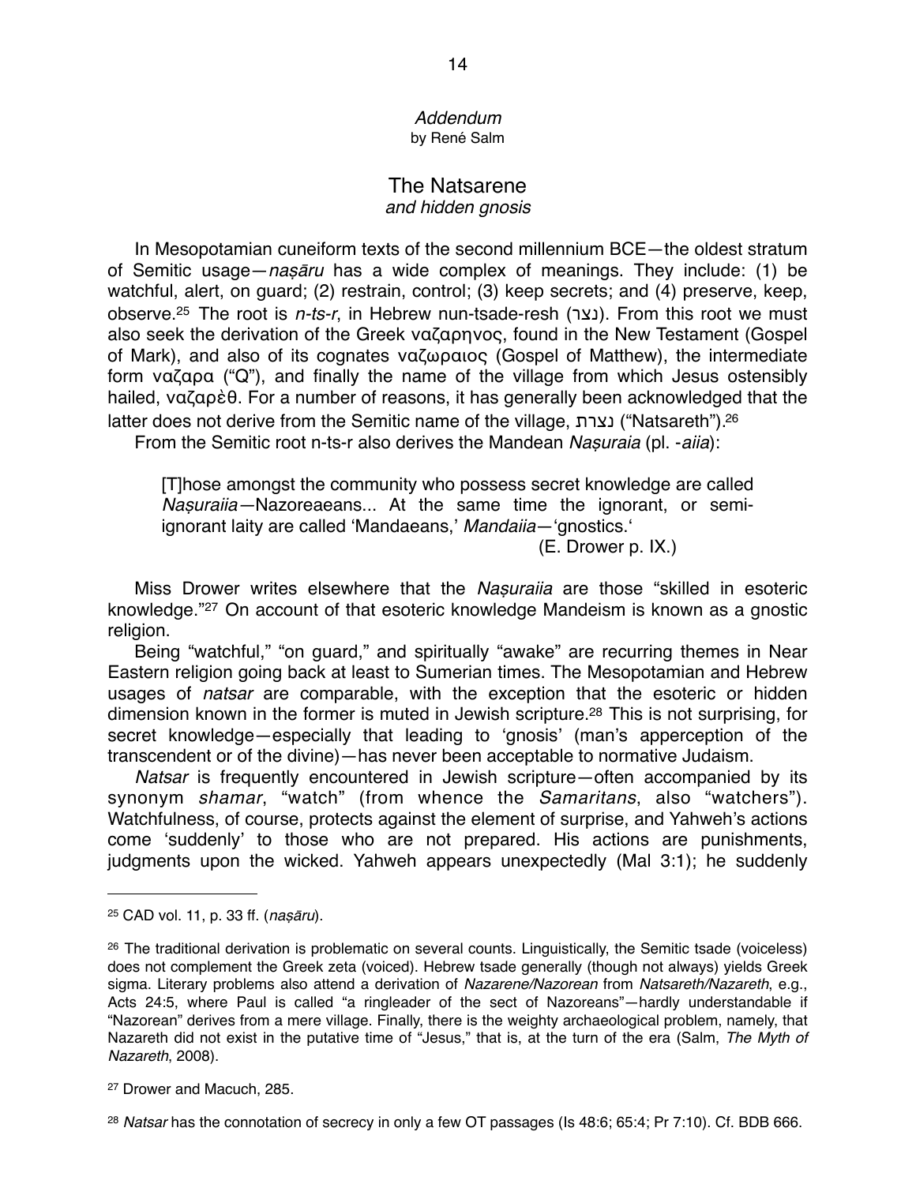*Addendum*
by René Salm

## The Natsarene
*and hidden gnosis*

In Mesopotamian cuneiform texts of the second millennium BCE—the oldest stratum of Semitic usage—*naṣāru* has a wide complex of meanings. They include: (1) be watchful, alert, on guard; (2) restrain, control; (3) keep secrets; and (4) preserve, keep, observe.[25] The root is *n-ts-r*, in Hebrew nun-tsade-resh (נצר). From this root we must also seek the derivation of the Greek ναζαρηνος, found in the New Testament (Gospel of Mark), and also of its cognates ναζωραιος (Gospel of Matthew), the intermediate form ναζαρα ("Q"), and finally the name of the village from which Jesus ostensibly hailed, ναζαρὲθ. For a number of reasons, it has generally been acknowledged that the latter does not derive from the Semitic name of the village, נצרת ("Natsareth").[26]

From the Semitic root n-ts-r also derives the Mandean *Naṣuraia* (pl. *-aiia*):

> [T]hose amongst the community who possess secret knowledge are called *Naṣuraiia*—Nazoreaeans... At the same time the ignorant, or semi-ignorant laity are called 'Mandaeans,' *Mandaiia*—'gnostics.'
>
> (E. Drower p. IX.)

Miss Drower writes elsewhere that the *Naṣuraiia* are those "skilled in esoteric knowledge."[27] On account of that esoteric knowledge Mandeism is known as a gnostic religion.

Being "watchful," "on guard," and spiritually "awake" are recurring themes in Near Eastern religion going back at least to Sumerian times. The Mesopotamian and Hebrew usages of *natsar* are comparable, with the exception that the esoteric or hidden dimension known in the former is muted in Jewish scripture.[28] This is not surprising, for secret knowledge—especially that leading to 'gnosis' (man's apperception of the transcendent or of the divine)—has never been acceptable to normative Judaism.

*Natsar* is frequently encountered in Jewish scripture—often accompanied by its synonym *shamar*, "watch" (from whence the *Samaritans*, also "watchers"). Watchfulness, of course, protects against the element of surprise, and Yahweh's actions come 'suddenly' to those who are not prepared. His actions are punishments, judgments upon the wicked. Yahweh appears unexpectedly (Mal 3:1); he suddenly

---

[25] CAD vol. 11, p. 33 ff. (*naṣāru*).

[26] The traditional derivation is problematic on several counts. Linguistically, the Semitic tsade (voiceless) does not complement the Greek zeta (voiced). Hebrew tsade generally (though not always) yields Greek sigma. Literary problems also attend a derivation of *Nazarene/Nazorean* from *Natsareth/Nazareth*, e.g., Acts 24:5, where Paul is called "a ringleader of the sect of Nazoreans"—hardly understandable if "Nazorean" derives from a mere village. Finally, there is the weighty archaeological problem, namely, that Nazareth did not exist in the putative time of "Jesus," that is, at the turn of the era (Salm, *The Myth of Nazareth*, 2008).

[27] Drower and Macuch, 285.

[28] *Natsar* has the connotation of secrecy in only a few OT passages (Is 48:6; 65:4; Pr 7:10). Cf. BDB 666.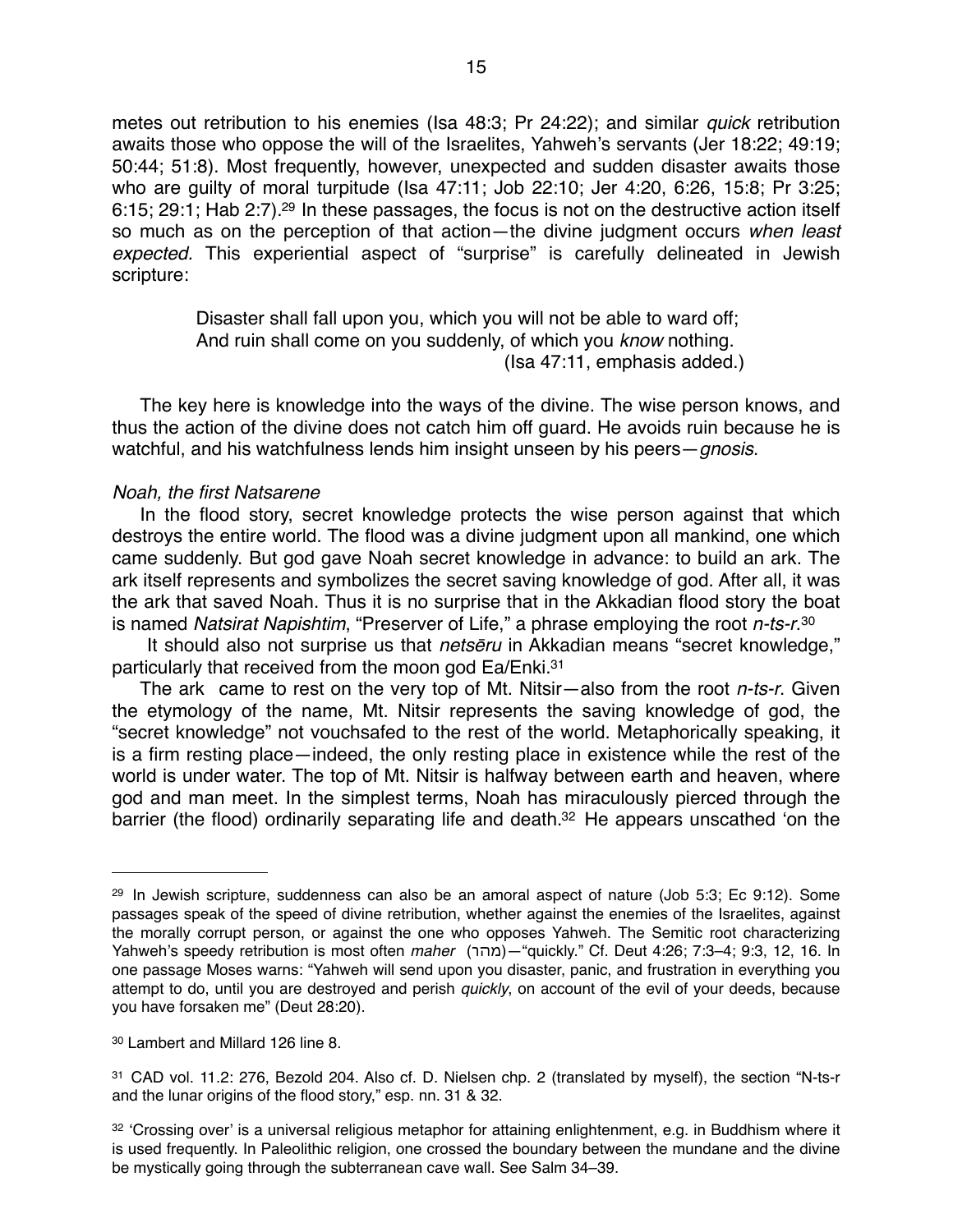metes out retribution to his enemies (Isa 48:3; Pr 24:22); and similar *quick* retribution awaits those who oppose the will of the Israelites, Yahweh's servants (Jer 18:22; 49:19; 50:44; 51:8). Most frequently, however, unexpected and sudden disaster awaits those who are guilty of moral turpitude (Isa 47:11; Job 22:10; Jer 4:20, 6:26, 15:8; Pr 3:25; 6:15; 29:1; Hab 2:7).[29] In these passages, the focus is not on the destructive action itself so much as on the perception of that action—the divine judgment occurs *when least expected.* This experiential aspect of "surprise" is carefully delineated in Jewish scripture:

> Disaster shall fall upon you, which you will not be able to ward off;
> And ruin shall come on you suddenly, of which you *know* nothing.
> (Isa 47:11, emphasis added.)

The key here is knowledge into the ways of the divine. The wise person knows, and thus the action of the divine does not catch him off guard. He avoids ruin because he is watchful, and his watchfulness lends him insight unseen by his peers—*gnosis*.

*Noah, the first Natsarene*

In the flood story, secret knowledge protects the wise person against that which destroys the entire world. The flood was a divine judgment upon all mankind, one which came suddenly. But god gave Noah secret knowledge in advance: to build an ark. The ark itself represents and symbolizes the secret saving knowledge of god. After all, it was the ark that saved Noah. Thus it is no surprise that in the Akkadian flood story the boat is named *Natsirat Napishtim*, "Preserver of Life," a phrase employing the root *n-ts-r*.[30]

It should also not surprise us that *netsēru* in Akkadian means "secret knowledge," particularly that received from the moon god Ea/Enki.[31]

The ark came to rest on the very top of Mt. Nitsir—also from the root *n-ts-r*. Given the etymology of the name, Mt. Nitsir represents the saving knowledge of god, the "secret knowledge" not vouchsafed to the rest of the world. Metaphorically speaking, it is a firm resting place—indeed, the only resting place in existence while the rest of the world is under water. The top of Mt. Nitsir is halfway between earth and heaven, where god and man meet. In the simplest terms, Noah has miraculously pierced through the barrier (the flood) ordinarily separating life and death.[32] He appears unscathed 'on the

---

[29] In Jewish scripture, suddenness can also be an amoral aspect of nature (Job 5:3; Ec 9:12). Some passages speak of the speed of divine retribution, whether against the enemies of the Israelites, against the morally corrupt person, or against the one who opposes Yahweh. The Semitic root characterizing Yahweh's speedy retribution is most often *maher* (מהר)—"quickly." Cf. Deut 4:26; 7:3–4; 9:3, 12, 16. In one passage Moses warns: "Yahweh will send upon you disaster, panic, and frustration in everything you attempt to do, until you are destroyed and perish *quickly*, on account of the evil of your deeds, because you have forsaken me" (Deut 28:20).

[30] Lambert and Millard 126 line 8.

[31] CAD vol. 11.2: 276, Bezold 204. Also cf. D. Nielsen chp. 2 (translated by myself), the section "N-ts-r and the lunar origins of the flood story," esp. nn. 31 & 32.

[32] 'Crossing over' is a universal religious metaphor for attaining enlightenment, e.g. in Buddhism where it is used frequently. In Paleolithic religion, one crossed the boundary between the mundane and the divine be mystically going through the subterranean cave wall. See Salm 34–39.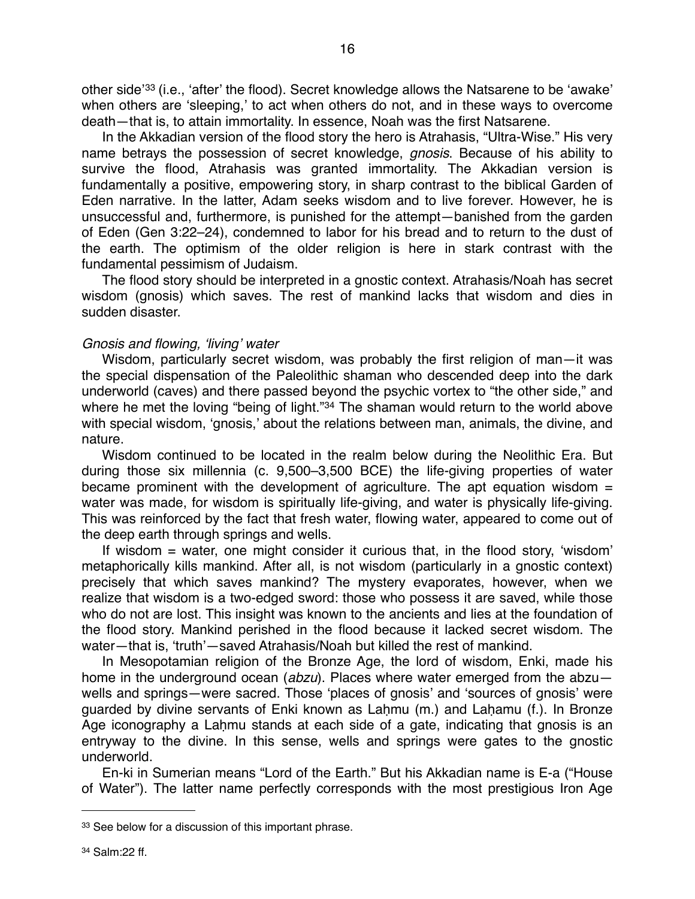other side'[33] (i.e., 'after' the flood). Secret knowledge allows the Natsarene to be 'awake' when others are 'sleeping,' to act when others do not, and in these ways to overcome death—that is, to attain immortality. In essence, Noah was the first Natsarene.

In the Akkadian version of the flood story the hero is Atrahasis, "Ultra-Wise." His very name betrays the possession of secret knowledge, *gnosis*. Because of his ability to survive the flood, Atrahasis was granted immortality. The Akkadian version is fundamentally a positive, empowering story, in sharp contrast to the biblical Garden of Eden narrative. In the latter, Adam seeks wisdom and to live forever. However, he is unsuccessful and, furthermore, is punished for the attempt—banished from the garden of Eden (Gen 3:22–24), condemned to labor for his bread and to return to the dust of the earth. The optimism of the older religion is here in stark contrast with the fundamental pessimism of Judaism.

The flood story should be interpreted in a gnostic context. Atrahasis/Noah has secret wisdom (gnosis) which saves. The rest of mankind lacks that wisdom and dies in sudden disaster.

*Gnosis and flowing, 'living' water*

Wisdom, particularly secret wisdom, was probably the first religion of man—it was the special dispensation of the Paleolithic shaman who descended deep into the dark underworld (caves) and there passed beyond the psychic vortex to "the other side," and where he met the loving "being of light."[34] The shaman would return to the world above with special wisdom, 'gnosis,' about the relations between man, animals, the divine, and nature.

Wisdom continued to be located in the realm below during the Neolithic Era. But during those six millennia (c. 9,500–3,500 BCE) the life-giving properties of water became prominent with the development of agriculture. The apt equation wisdom = water was made, for wisdom is spiritually life-giving, and water is physically life-giving. This was reinforced by the fact that fresh water, flowing water, appeared to come out of the deep earth through springs and wells.

If wisdom = water, one might consider it curious that, in the flood story, 'wisdom' metaphorically kills mankind. After all, is not wisdom (particularly in a gnostic context) precisely that which saves mankind? The mystery evaporates, however, when we realize that wisdom is a two-edged sword: those who possess it are saved, while those who do not are lost. This insight was known to the ancients and lies at the foundation of the flood story. Mankind perished in the flood because it lacked secret wisdom. The water—that is, 'truth'—saved Atrahasis/Noah but killed the rest of mankind.

In Mesopotamian religion of the Bronze Age, the lord of wisdom, Enki, made his home in the underground ocean (*abzu*). Places where water emerged from the abzu—wells and springs—were sacred. Those 'places of gnosis' and 'sources of gnosis' were guarded by divine servants of Enki known as Laḫmu (m.) and Laḫamu (f.). In Bronze Age iconography a Laḫmu stands at each side of a gate, indicating that gnosis is an entryway to the divine. In this sense, wells and springs were gates to the gnostic underworld.

En-ki in Sumerian means "Lord of the Earth." But his Akkadian name is E-a ("House of Water"). The latter name perfectly corresponds with the most prestigious Iron Age

---

[33] See below for a discussion of this important phrase.

[34] Salm:22 ff.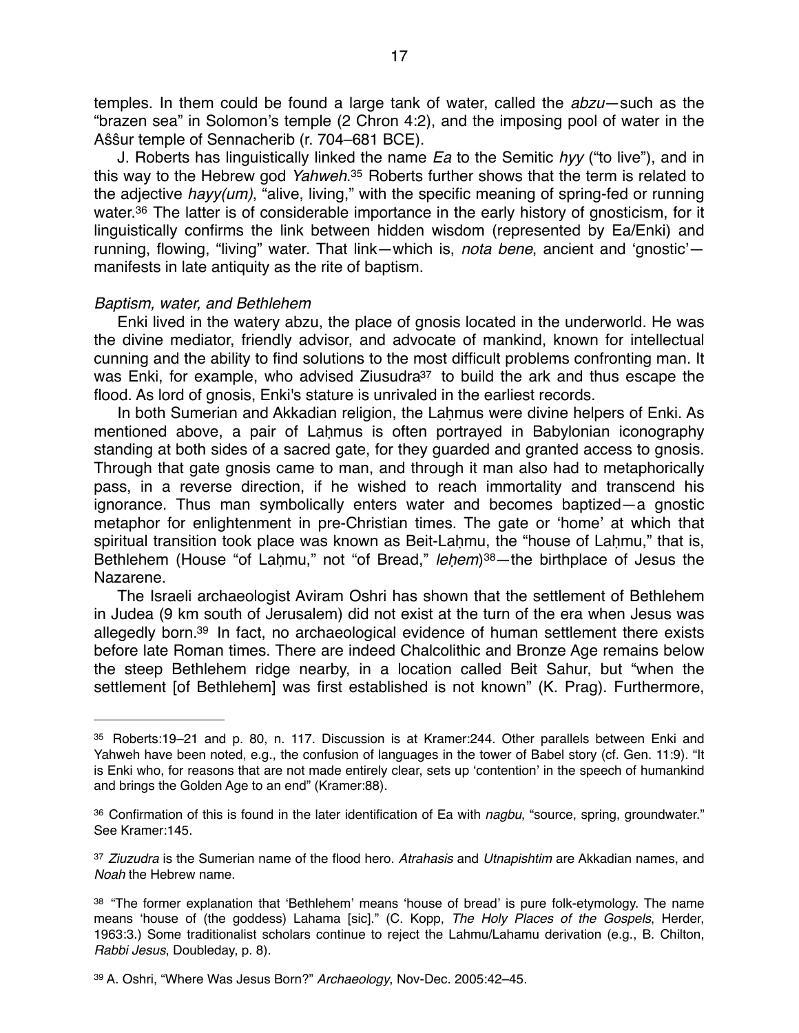temples. In them could be found a large tank of water, called the *abzu*—such as the "brazen sea" in Solomon's temple (2 Chron 4:2), and the imposing pool of water in the Aŝŝur temple of Sennacherib (r. 704–681 BCE).

J. Roberts has linguistically linked the name *Ea* to the Semitic *hyy* ("to live"), and in this way to the Hebrew god *Yahweh*.[35] Roberts further shows that the term is related to the adjective *hayy(um)*, "alive, living," with the specific meaning of spring-fed or running water.[36] The latter is of considerable importance in the early history of gnosticism, for it linguistically confirms the link between hidden wisdom (represented by Ea/Enki) and running, flowing, "living" water. That link—which is, *nota bene*, ancient and 'gnostic'—manifests in late antiquity as the rite of baptism.

*Baptism, water, and Bethlehem*

Enki lived in the watery abzu, the place of gnosis located in the underworld. He was the divine mediator, friendly advisor, and advocate of mankind, known for intellectual cunning and the ability to find solutions to the most difficult problems confronting man. It was Enki, for example, who advised Ziusudra[37] to build the ark and thus escape the flood. As lord of gnosis, Enki's stature is unrivaled in the earliest records.

In both Sumerian and Akkadian religion, the Laḫmus were divine helpers of Enki. As mentioned above, a pair of Laḫmus is often portrayed in Babylonian iconography standing at both sides of a sacred gate, for they guarded and granted access to gnosis. Through that gate gnosis came to man, and through it man also had to metaphorically pass, in a reverse direction, if he wished to reach immortality and transcend his ignorance. Thus man symbolically enters water and becomes baptized—a gnostic metaphor for enlightenment in pre-Christian times. The gate or 'home' at which that spiritual transition took place was known as Beit-Laḫmu, the "house of Laḫmu," that is, Bethlehem (House "of Laḫmu," not "of Bread," *leḥem*)[38]—the birthplace of Jesus the Nazarene.

The Israeli archaeologist Aviram Oshri has shown that the settlement of Bethlehem in Judea (9 km south of Jerusalem) did not exist at the turn of the era when Jesus was allegedly born.[39] In fact, no archaeological evidence of human settlement there exists before late Roman times. There are indeed Chalcolithic and Bronze Age remains below the steep Bethlehem ridge nearby, in a location called Beit Sahur, but "when the settlement [of Bethlehem] was first established is not known" (K. Prag). Furthermore,

---

[35] Roberts:19–21 and p. 80, n. 117. Discussion is at Kramer:244. Other parallels between Enki and Yahweh have been noted, e.g., the confusion of languages in the tower of Babel story (cf. Gen. 11:9). "It is Enki who, for reasons that are not made entirely clear, sets up 'contention' in the speech of humankind and brings the Golden Age to an end" (Kramer:88).

[36] Confirmation of this is found in the later identification of Ea with *nagbu*, "source, spring, groundwater." See Kramer:145.

[37] *Ziuzudra* is the Sumerian name of the flood hero. *Atrahasis* and *Utnapishtim* are Akkadian names, and *Noah* the Hebrew name.

[38] "The former explanation that 'Bethlehem' means 'house of bread' is pure folk-etymology. The name means 'house of (the goddess) Lahama [sic]." (C. Kopp, *The Holy Places of the Gospels*, Herder, 1963:3.) Some traditionalist scholars continue to reject the Lahmu/Lahamu derivation (e.g., B. Chilton, *Rabbi Jesus*, Doubleday, p. 8).

[39] A. Oshri, "Where Was Jesus Born?" *Archaeology*, Nov-Dec. 2005:42–45.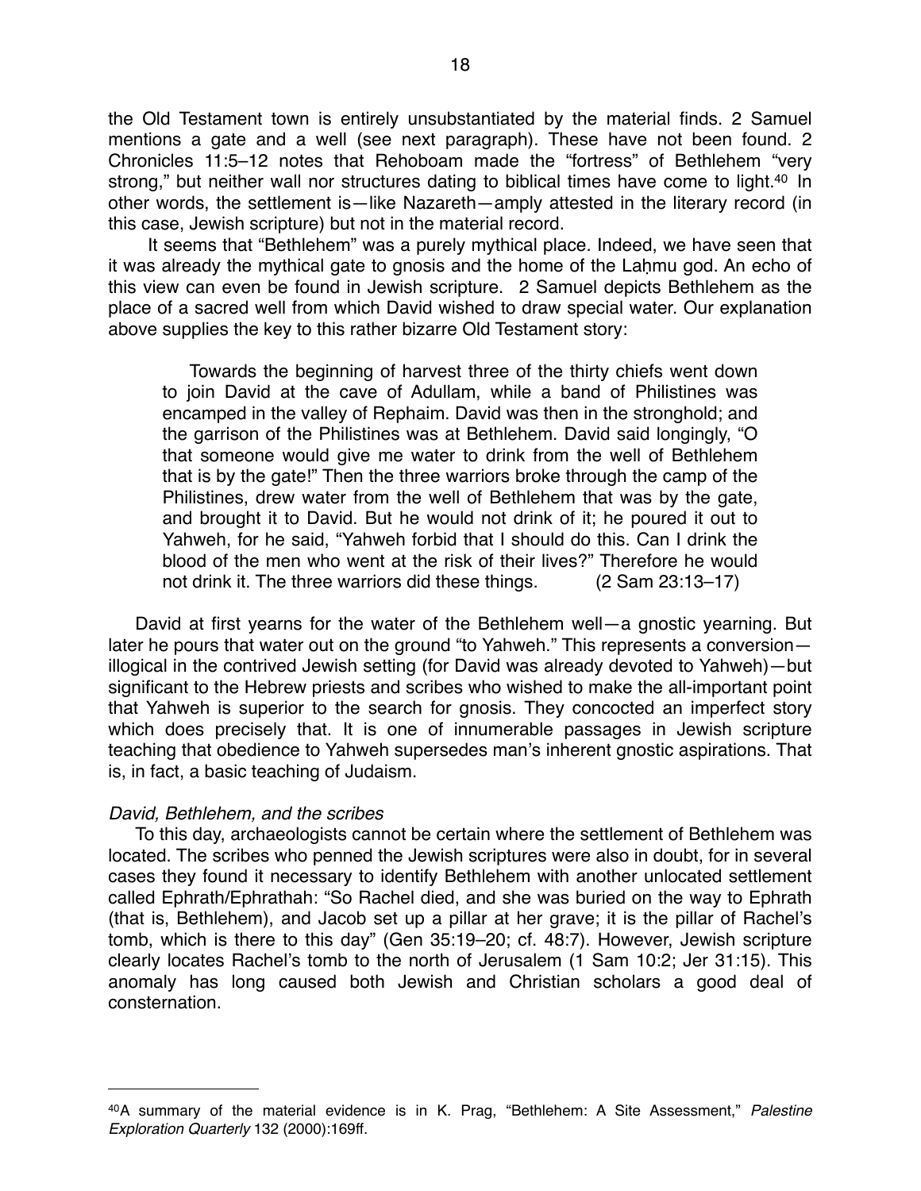the Old Testament town is entirely unsubstantiated by the material finds. 2 Samuel mentions a gate and a well (see next paragraph). These have not been found. 2 Chronicles 11:5–12 notes that Rehoboam made the "fortress" of Bethlehem "very strong," but neither wall nor structures dating to biblical times have come to light.[40] In other words, the settlement is—like Nazareth—amply attested in the literary record (in this case, Jewish scripture) but not in the material record.

It seems that "Bethlehem" was a purely mythical place. Indeed, we have seen that it was already the mythical gate to gnosis and the home of the Laḫmu god. An echo of this view can even be found in Jewish scripture. 2 Samuel depicts Bethlehem as the place of a sacred well from which David wished to draw special water. Our explanation above supplies the key to this rather bizarre Old Testament story:

> Towards the beginning of harvest three of the thirty chiefs went down to join David at the cave of Adullam, while a band of Philistines was encamped in the valley of Rephaim. David was then in the stronghold; and the garrison of the Philistines was at Bethlehem. David said longingly, "O that someone would give me water to drink from the well of Bethlehem that is by the gate!" Then the three warriors broke through the camp of the Philistines, drew water from the well of Bethlehem that was by the gate, and brought it to David. But he would not drink of it; he poured it out to Yahweh, for he said, "Yahweh forbid that I should do this. Can I drink the blood of the men who went at the risk of their lives?" Therefore he would not drink it. The three warriors did these things. (2 Sam 23:13–17)

David at first yearns for the water of the Bethlehem well—a gnostic yearning. But later he pours that water out on the ground "to Yahweh." This represents a conversion—illogical in the contrived Jewish setting (for David was already devoted to Yahweh)—but significant to the Hebrew priests and scribes who wished to make the all-important point that Yahweh is superior to the search for gnosis. They concocted an imperfect story which does precisely that. It is one of innumerable passages in Jewish scripture teaching that obedience to Yahweh supersedes man's inherent gnostic aspirations. That is, in fact, a basic teaching of Judaism.

*David, Bethlehem, and the scribes*

To this day, archaeologists cannot be certain where the settlement of Bethlehem was located. The scribes who penned the Jewish scriptures were also in doubt, for in several cases they found it necessary to identify Bethlehem with another unlocated settlement called Ephrath/Ephrathah: "So Rachel died, and she was buried on the way to Ephrath (that is, Bethlehem), and Jacob set up a pillar at her grave; it is the pillar of Rachel's tomb, which is there to this day" (Gen 35:19–20; cf. 48:7). However, Jewish scripture clearly locates Rachel's tomb to the north of Jerusalem (1 Sam 10:2; Jer 31:15). This anomaly has long caused both Jewish and Christian scholars a good deal of consternation.

---

[40] A summary of the material evidence is in K. Prag, "Bethlehem: A Site Assessment," *Palestine Exploration Quarterly* 132 (2000):169ff.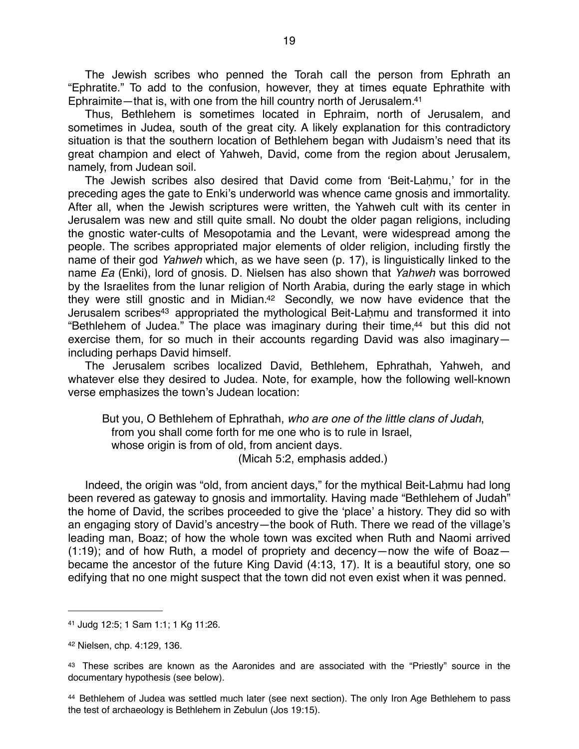The Jewish scribes who penned the Torah call the person from Ephrath an "Ephratite." To add to the confusion, however, they at times equate Ephrathite with Ephraimite—that is, with one from the hill country north of Jerusalem.[41]

Thus, Bethlehem is sometimes located in Ephraim, north of Jerusalem, and sometimes in Judea, south of the great city. A likely explanation for this contradictory situation is that the southern location of Bethlehem began with Judaism's need that its great champion and elect of Yahweh, David, come from the region about Jerusalem, namely, from Judean soil.

The Jewish scribes also desired that David come from 'Beit-Laḫmu,' for in the preceding ages the gate to Enki's underworld was whence came gnosis and immortality. After all, when the Jewish scriptures were written, the Yahweh cult with its center in Jerusalem was new and still quite small. No doubt the older pagan religions, including the gnostic water-cults of Mesopotamia and the Levant, were widespread among the people. The scribes appropriated major elements of older religion, including firstly the name of their god *Yahweh* which, as we have seen (p. 17), is linguistically linked to the name *Ea* (Enki), lord of gnosis. D. Nielsen has also shown that *Yahweh* was borrowed by the Israelites from the lunar religion of North Arabia, during the early stage in which they were still gnostic and in Midian.[42] Secondly, we now have evidence that the Jerusalem scribes[43] appropriated the mythological Beit-Laḫmu and transformed it into "Bethlehem of Judea." The place was imaginary during their time,[44] but this did not exercise them, for so much in their accounts regarding David was also imaginary—including perhaps David himself.

The Jerusalem scribes localized David, Bethlehem, Ephrathah, Yahweh, and whatever else they desired to Judea. Note, for example, how the following well-known verse emphasizes the town's Judean location:

> But you, O Bethlehem of Ephrathah, *who are one of the little clans of Judah*,
> from you shall come forth for me one who is to rule in Israel,
> whose origin is from of old, from ancient days.
> (Micah 5:2, emphasis added.)

Indeed, the origin was "old, from ancient days," for the mythical Beit-Laḫmu had long been revered as gateway to gnosis and immortality. Having made "Bethlehem of Judah" the home of David, the scribes proceeded to give the 'place' a history. They did so with an engaging story of David's ancestry—the book of Ruth. There we read of the village's leading man, Boaz; of how the whole town was excited when Ruth and Naomi arrived (1:19); and of how Ruth, a model of propriety and decency—now the wife of Boaz—became the ancestor of the future King David (4:13, 17). It is a beautiful story, one so edifying that no one might suspect that the town did not even exist when it was penned.

---

[41] Judg 12:5; 1 Sam 1:1; 1 Kg 11:26.

[42] Nielsen, chp. 4:129, 136.

[43] These scribes are known as the Aaronides and are associated with the "Priestly" source in the documentary hypothesis (see below).

[44] Bethlehem of Judea was settled much later (see next section). The only Iron Age Bethlehem to pass the test of archaeology is Bethlehem in Zebulun (Jos 19:15).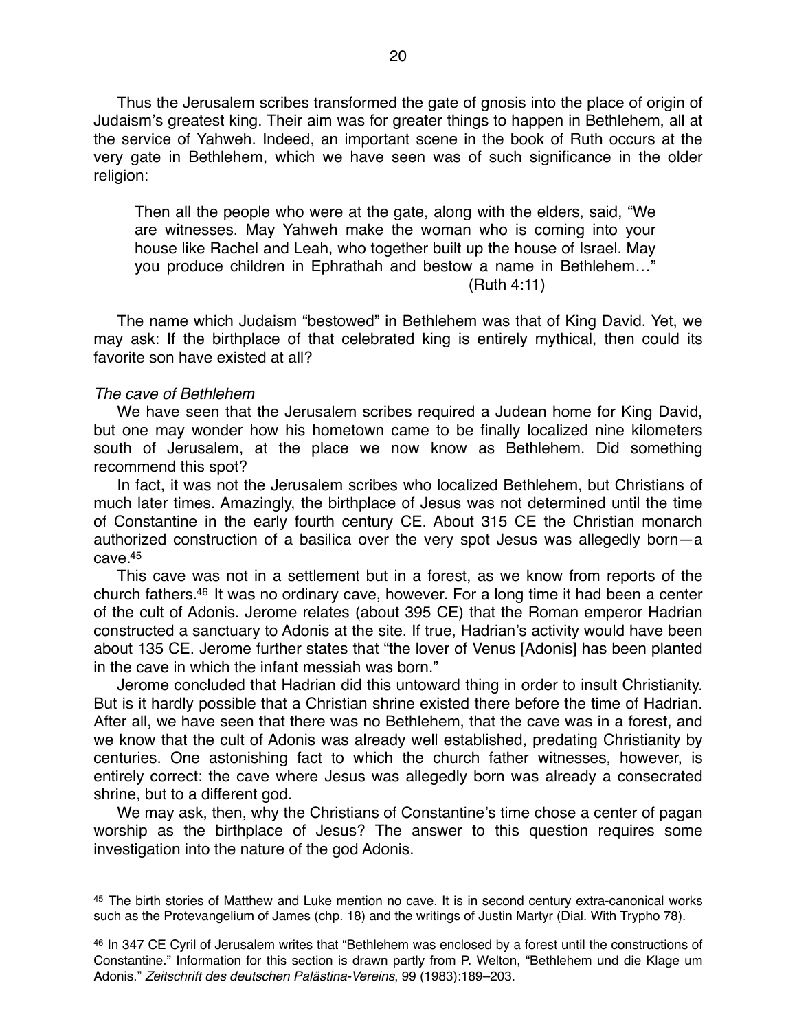Thus the Jerusalem scribes transformed the gate of gnosis into the place of origin of Judaism's greatest king. Their aim was for greater things to happen in Bethlehem, all at the service of Yahweh. Indeed, an important scene in the book of Ruth occurs at the very gate in Bethlehem, which we have seen was of such significance in the older religion:

> Then all the people who were at the gate, along with the elders, said, "We are witnesses. May Yahweh make the woman who is coming into your house like Rachel and Leah, who together built up the house of Israel. May you produce children in Ephrathah and bestow a name in Bethlehem…"
>
> (Ruth 4:11)

The name which Judaism "bestowed" in Bethlehem was that of King David. Yet, we may ask: If the birthplace of that celebrated king is entirely mythical, then could its favorite son have existed at all?

*The cave of Bethlehem*

We have seen that the Jerusalem scribes required a Judean home for King David, but one may wonder how his hometown came to be finally localized nine kilometers south of Jerusalem, at the place we now know as Bethlehem. Did something recommend this spot?

In fact, it was not the Jerusalem scribes who localized Bethlehem, but Christians of much later times. Amazingly, the birthplace of Jesus was not determined until the time of Constantine in the early fourth century CE. About 315 CE the Christian monarch authorized construction of a basilica over the very spot Jesus was allegedly born—a cave.[45]

This cave was not in a settlement but in a forest, as we know from reports of the church fathers.[46] It was no ordinary cave, however. For a long time it had been a center of the cult of Adonis. Jerome relates (about 395 CE) that the Roman emperor Hadrian constructed a sanctuary to Adonis at the site. If true, Hadrian's activity would have been about 135 CE. Jerome further states that "the lover of Venus [Adonis] has been planted in the cave in which the infant messiah was born."

Jerome concluded that Hadrian did this untoward thing in order to insult Christianity. But is it hardly possible that a Christian shrine existed there before the time of Hadrian. After all, we have seen that there was no Bethlehem, that the cave was in a forest, and we know that the cult of Adonis was already well established, predating Christianity by centuries. One astonishing fact to which the church father witnesses, however, is entirely correct: the cave where Jesus was allegedly born was already a consecrated shrine, but to a different god.

We may ask, then, why the Christians of Constantine's time chose a center of pagan worship as the birthplace of Jesus? The answer to this question requires some investigation into the nature of the god Adonis.

---

[45] The birth stories of Matthew and Luke mention no cave. It is in second century extra-canonical works such as the Protevangelium of James (chp. 18) and the writings of Justin Martyr (Dial. With Trypho 78).

[46] In 347 CE Cyril of Jerusalem writes that "Bethlehem was enclosed by a forest until the constructions of Constantine." Information for this section is drawn partly from P. Welton, "Bethlehem und die Klage um Adonis." *Zeitschrift des deutschen Palästina-Vereins*, 99 (1983):189–203.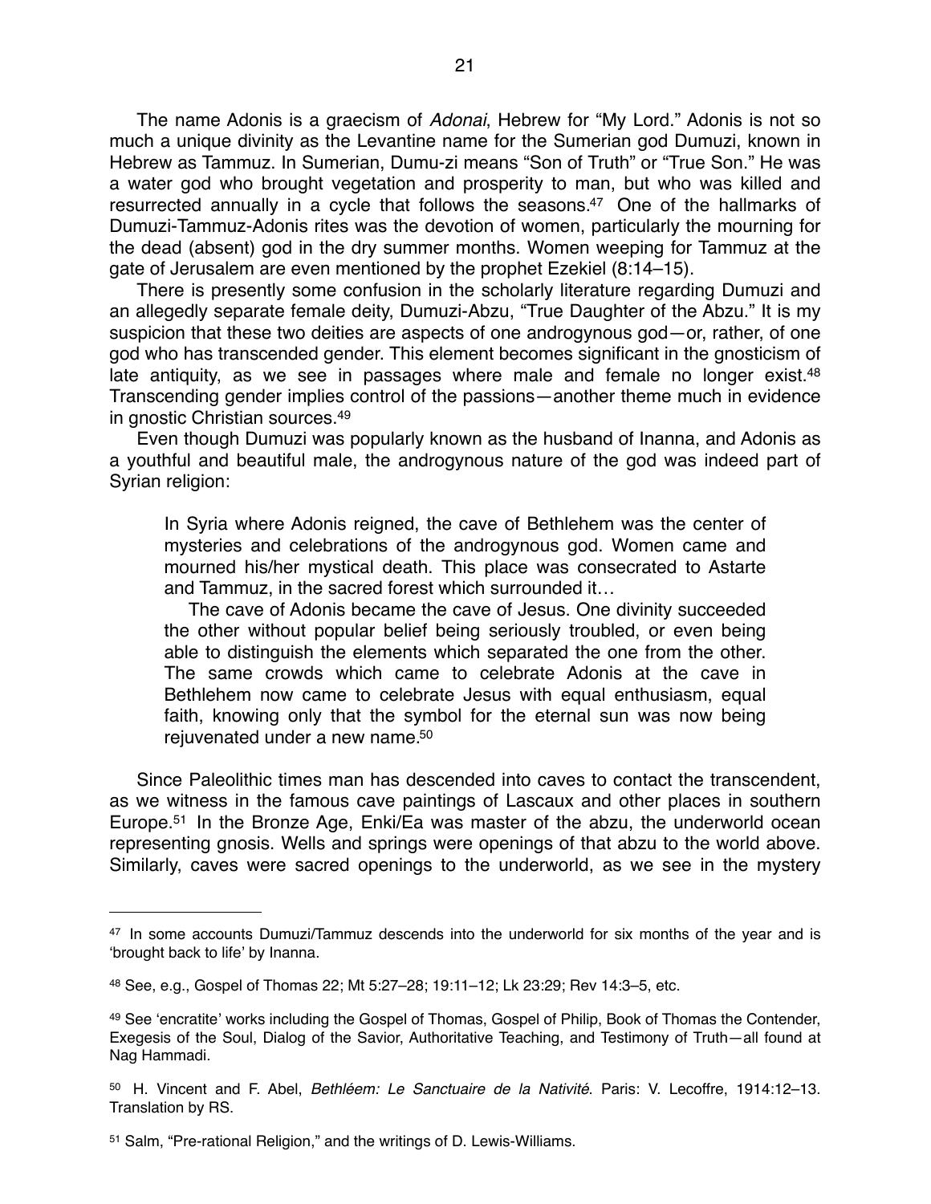The name Adonis is a graecism of *Adonai*, Hebrew for "My Lord." Adonis is not so much a unique divinity as the Levantine name for the Sumerian god Dumuzi, known in Hebrew as Tammuz. In Sumerian, Dumu-zi means "Son of Truth" or "True Son." He was a water god who brought vegetation and prosperity to man, but who was killed and resurrected annually in a cycle that follows the seasons.[47] One of the hallmarks of Dumuzi-Tammuz-Adonis rites was the devotion of women, particularly the mourning for the dead (absent) god in the dry summer months. Women weeping for Tammuz at the gate of Jerusalem are even mentioned by the prophet Ezekiel (8:14–15).

There is presently some confusion in the scholarly literature regarding Dumuzi and an allegedly separate female deity, Dumuzi-Abzu, "True Daughter of the Abzu." It is my suspicion that these two deities are aspects of one androgynous god—or, rather, of one god who has transcended gender. This element becomes significant in the gnosticism of late antiquity, as we see in passages where male and female no longer exist.[48] Transcending gender implies control of the passions—another theme much in evidence in gnostic Christian sources.[49]

Even though Dumuzi was popularly known as the husband of Inanna, and Adonis as a youthful and beautiful male, the androgynous nature of the god was indeed part of Syrian religion:

> In Syria where Adonis reigned, the cave of Bethlehem was the center of mysteries and celebrations of the androgynous god. Women came and mourned his/her mystical death. This place was consecrated to Astarte and Tammuz, in the sacred forest which surrounded it…
>
> The cave of Adonis became the cave of Jesus. One divinity succeeded the other without popular belief being seriously troubled, or even being able to distinguish the elements which separated the one from the other. The same crowds which came to celebrate Adonis at the cave in Bethlehem now came to celebrate Jesus with equal enthusiasm, equal faith, knowing only that the symbol for the eternal sun was now being rejuvenated under a new name.[50]

Since Paleolithic times man has descended into caves to contact the transcendent, as we witness in the famous cave paintings of Lascaux and other places in southern Europe.[51] In the Bronze Age, Enki/Ea was master of the abzu, the underworld ocean representing gnosis. Wells and springs were openings of that abzu to the world above. Similarly, caves were sacred openings to the underworld, as we see in the mystery

---

[47] In some accounts Dumuzi/Tammuz descends into the underworld for six months of the year and is 'brought back to life' by Inanna.

[48] See, e.g., Gospel of Thomas 22; Mt 5:27–28; 19:11–12; Lk 23:29; Rev 14:3–5, etc.

[49] See 'encratite' works including the Gospel of Thomas, Gospel of Philip, Book of Thomas the Contender, Exegesis of the Soul, Dialog of the Savior, Authoritative Teaching, and Testimony of Truth—all found at Nag Hammadi.

[50] H. Vincent and F. Abel, *Bethléem: Le Sanctuaire de la Nativité*. Paris: V. Lecoffre, 1914:12–13. Translation by RS.

[51] Salm, "Pre-rational Religion," and the writings of D. Lewis-Williams.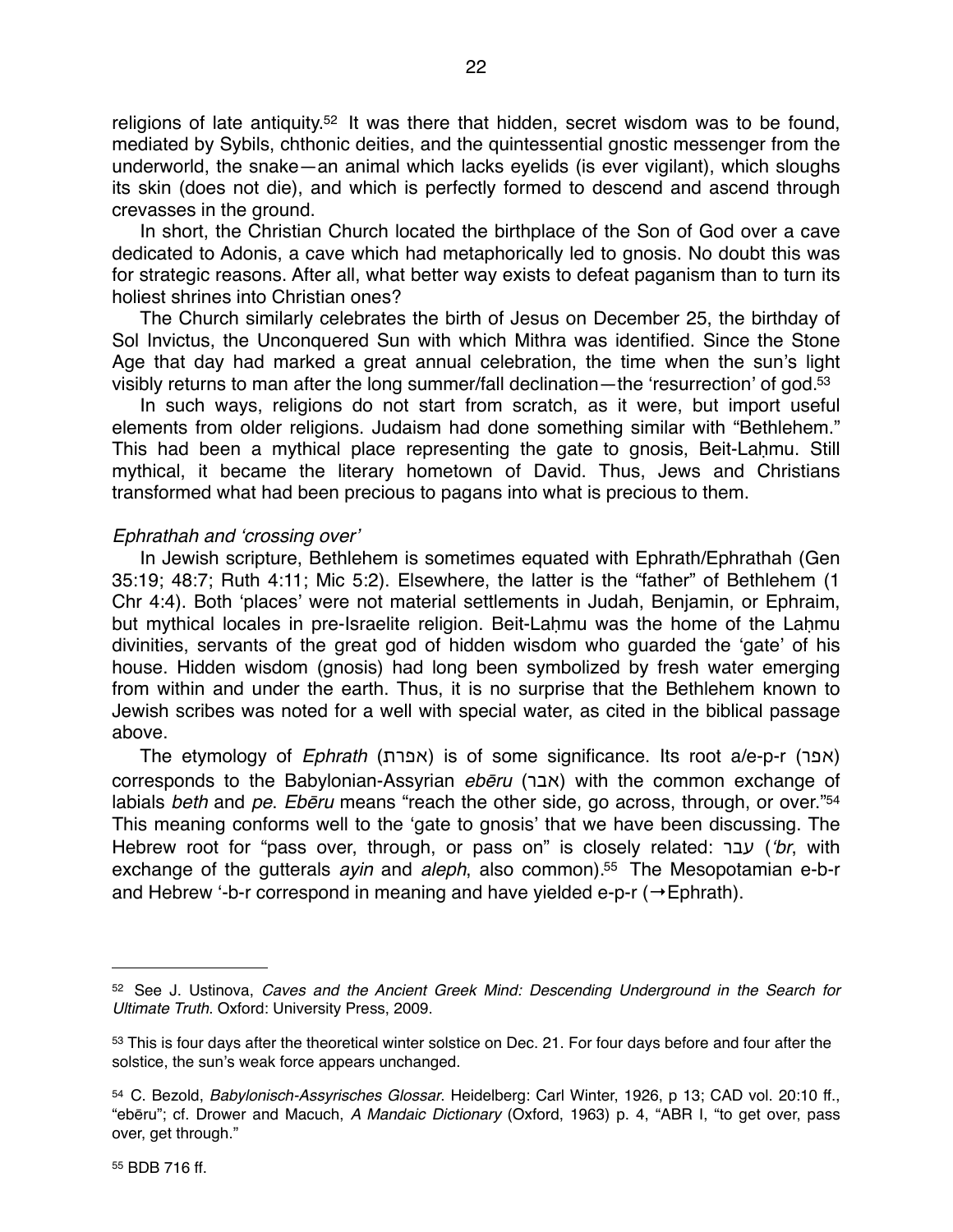religions of late antiquity.[52] It was there that hidden, secret wisdom was to be found, mediated by Sybils, chthonic deities, and the quintessential gnostic messenger from the underworld, the snake—an animal which lacks eyelids (is ever vigilant), which sloughs its skin (does not die), and which is perfectly formed to descend and ascend through crevasses in the ground.

In short, the Christian Church located the birthplace of the Son of God over a cave dedicated to Adonis, a cave which had metaphorically led to gnosis. No doubt this was for strategic reasons. After all, what better way exists to defeat paganism than to turn its holiest shrines into Christian ones?

The Church similarly celebrates the birth of Jesus on December 25, the birthday of Sol Invictus, the Unconquered Sun with which Mithra was identified. Since the Stone Age that day had marked a great annual celebration, the time when the sun's light visibly returns to man after the long summer/fall declination—the 'resurrection' of god.[53]

In such ways, religions do not start from scratch, as it were, but import useful elements from older religions. Judaism had done something similar with "Bethlehem." This had been a mythical place representing the gate to gnosis, Beit-Laḥmu. Still mythical, it became the literary hometown of David. Thus, Jews and Christians transformed what had been precious to pagans into what is precious to them.

*Ephrathah and 'crossing over'*

In Jewish scripture, Bethlehem is sometimes equated with Ephrath/Ephrathah (Gen 35:19; 48:7; Ruth 4:11; Mic 5:2). Elsewhere, the latter is the "father" of Bethlehem (1 Chr 4:4). Both 'places' were not material settlements in Judah, Benjamin, or Ephraim, but mythical locales in pre-Israelite religion. Beit-Laḥmu was the home of the Laḥmu divinities, servants of the great god of hidden wisdom who guarded the 'gate' of his house. Hidden wisdom (gnosis) had long been symbolized by fresh water emerging from within and under the earth. Thus, it is no surprise that the Bethlehem known to Jewish scribes was noted for a well with special water, as cited in the biblical passage above.

The etymology of *Ephrath* (אפרת) is of some significance. Its root a/e-p-r (אפר) corresponds to the Babylonian-Assyrian *ebēru* (אבר) with the common exchange of labials *beth* and *pe*. *Ebēru* means "reach the other side, go across, through, or over."[54] This meaning conforms well to the 'gate to gnosis' that we have been discussing. The Hebrew root for "pass over, through, or pass on" is closely related: עבר (*'br*, with exchange of the gutterals *ayin* and *aleph*, also common).[55] The Mesopotamian e-b-r and Hebrew '-b-r correspond in meaning and have yielded e-p-r (→Ephrath).

---

[52] See J. Ustinova, *Caves and the Ancient Greek Mind: Descending Underground in the Search for Ultimate Truth*. Oxford: University Press, 2009.

[53] This is four days after the theoretical winter solstice on Dec. 21. For four days before and four after the solstice, the sun's weak force appears unchanged.

[54] C. Bezold, *Babylonisch-Assyrisches Glossar*. Heidelberg: Carl Winter, 1926, p 13; CAD vol. 20:10 ff., "ebēru"; cf. Drower and Macuch, *A Mandaic Dictionary* (Oxford, 1963) p. 4, "ABR I, "to get over, pass over, get through."

[55] BDB 716 ff.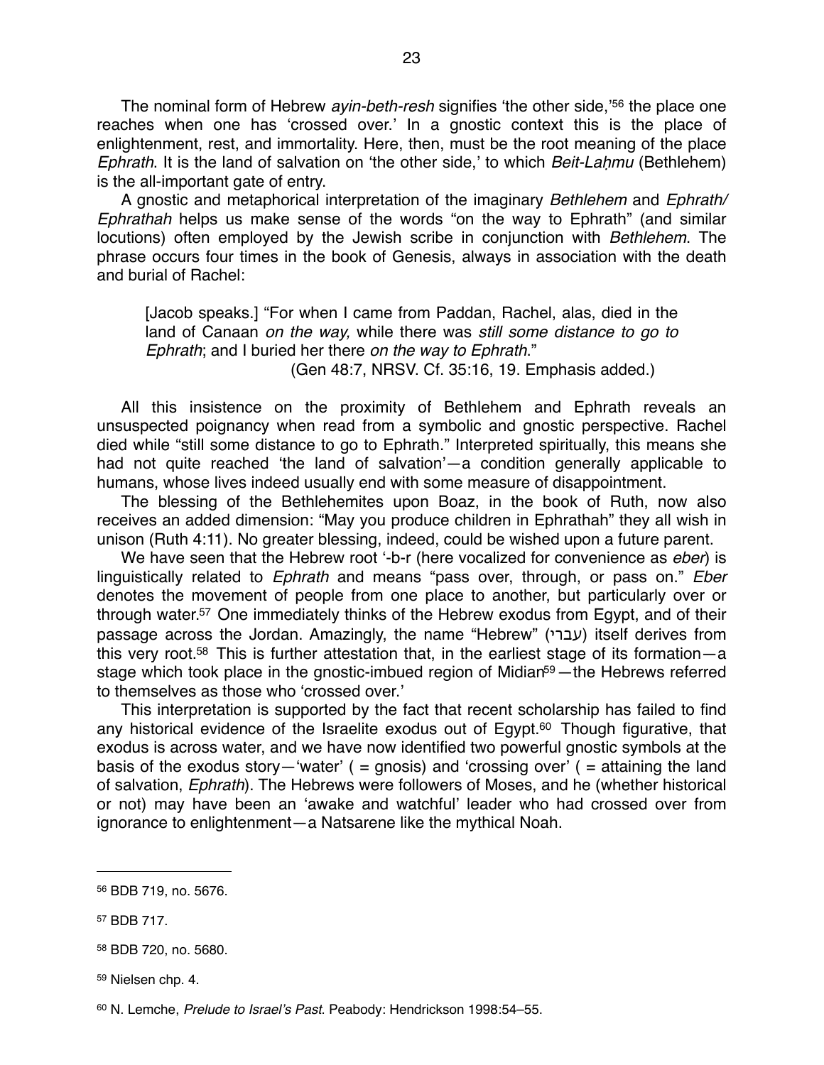The nominal form of Hebrew *ayin-beth-resh* signifies 'the other side,'[56] the place one reaches when one has 'crossed over.' In a gnostic context this is the place of enlightenment, rest, and immortality. Here, then, must be the root meaning of the place *Ephrath*. It is the land of salvation on 'the other side,' to which *Beit-Laḥmu* (Bethlehem) is the all-important gate of entry.

A gnostic and metaphorical interpretation of the imaginary *Bethlehem* and *Ephrath/ Ephrathah* helps us make sense of the words "on the way to Ephrath" (and similar locutions) often employed by the Jewish scribe in conjunction with *Bethlehem*. The phrase occurs four times in the book of Genesis, always in association with the death and burial of Rachel:

> [Jacob speaks.] "For when I came from Paddan, Rachel, alas, died in the land of Canaan *on the way,* while there was *still some distance to go to Ephrath*; and I buried her there *on the way to Ephrath*."
>
> (Gen 48:7, NRSV. Cf. 35:16, 19. Emphasis added.)

All this insistence on the proximity of Bethlehem and Ephrath reveals an unsuspected poignancy when read from a symbolic and gnostic perspective. Rachel died while "still some distance to go to Ephrath." Interpreted spiritually, this means she had not quite reached 'the land of salvation'—a condition generally applicable to humans, whose lives indeed usually end with some measure of disappointment.

The blessing of the Bethlehemites upon Boaz, in the book of Ruth, now also receives an added dimension: "May you produce children in Ephrathah" they all wish in unison (Ruth 4:11). No greater blessing, indeed, could be wished upon a future parent.

We have seen that the Hebrew root '-b-r (here vocalized for convenience as *eber*) is linguistically related to *Ephrath* and means "pass over, through, or pass on." *Eber* denotes the movement of people from one place to another, but particularly over or through water.[57] One immediately thinks of the Hebrew exodus from Egypt, and of their passage across the Jordan. Amazingly, the name "Hebrew" (עברי) itself derives from this very root.[58] This is further attestation that, in the earliest stage of its formation—a stage which took place in the gnostic-imbued region of Midian[59]—the Hebrews referred to themselves as those who 'crossed over.'

This interpretation is supported by the fact that recent scholarship has failed to find any historical evidence of the Israelite exodus out of Egypt.[60] Though figurative, that exodus is across water, and we have now identified two powerful gnostic symbols at the basis of the exodus story—'water' ( = gnosis) and 'crossing over' ( = attaining the land of salvation, *Ephrath*). The Hebrews were followers of Moses, and he (whether historical or not) may have been an 'awake and watchful' leader who had crossed over from ignorance to enlightenment—a Natsarene like the mythical Noah.

---

[56] BDB 719, no. 5676.

[57] BDB 717.

[58] BDB 720, no. 5680.

[59] Nielsen chp. 4.

[60] N. Lemche, *Prelude to Israel's Past*. Peabody: Hendrickson 1998:54–55.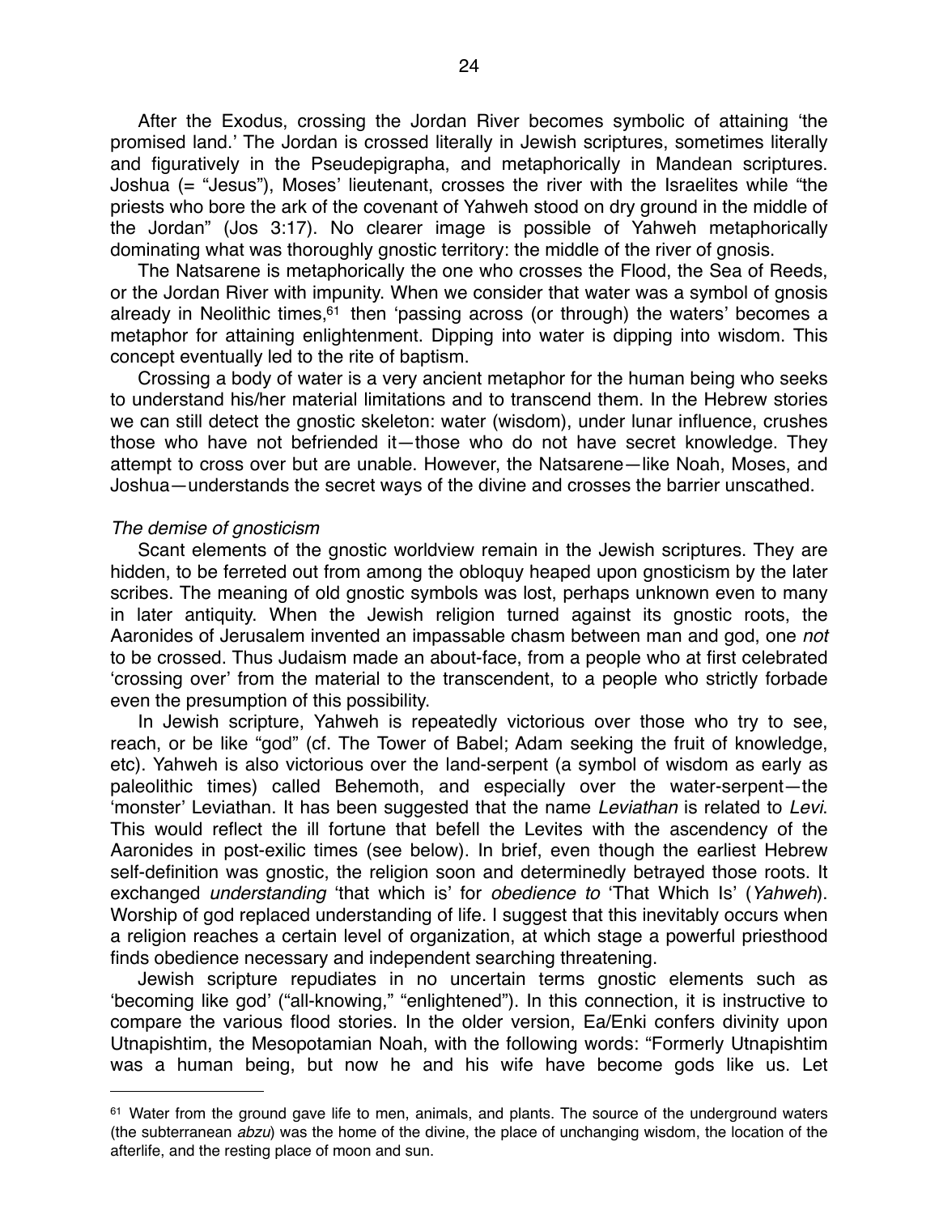After the Exodus, crossing the Jordan River becomes symbolic of attaining 'the promised land.' The Jordan is crossed literally in Jewish scriptures, sometimes literally and figuratively in the Pseudepigrapha, and metaphorically in Mandean scriptures. Joshua (= "Jesus"), Moses' lieutenant, crosses the river with the Israelites while "the priests who bore the ark of the covenant of Yahweh stood on dry ground in the middle of the Jordan" (Jos 3:17). No clearer image is possible of Yahweh metaphorically dominating what was thoroughly gnostic territory: the middle of the river of gnosis.

The Natsarene is metaphorically the one who crosses the Flood, the Sea of Reeds, or the Jordan River with impunity. When we consider that water was a symbol of gnosis already in Neolithic times,[61] then 'passing across (or through) the waters' becomes a metaphor for attaining enlightenment. Dipping into water is dipping into wisdom. This concept eventually led to the rite of baptism.

Crossing a body of water is a very ancient metaphor for the human being who seeks to understand his/her material limitations and to transcend them. In the Hebrew stories we can still detect the gnostic skeleton: water (wisdom), under lunar influence, crushes those who have not befriended it—those who do not have secret knowledge. They attempt to cross over but are unable. However, the Natsarene—like Noah, Moses, and Joshua—understands the secret ways of the divine and crosses the barrier unscathed.

*The demise of gnosticism*

Scant elements of the gnostic worldview remain in the Jewish scriptures. They are hidden, to be ferreted out from among the obloquy heaped upon gnosticism by the later scribes. The meaning of old gnostic symbols was lost, perhaps unknown even to many in later antiquity. When the Jewish religion turned against its gnostic roots, the Aaronides of Jerusalem invented an impassable chasm between man and god, one *not* to be crossed. Thus Judaism made an about-face, from a people who at first celebrated 'crossing over' from the material to the transcendent, to a people who strictly forbade even the presumption of this possibility.

In Jewish scripture, Yahweh is repeatedly victorious over those who try to see, reach, or be like "god" (cf. The Tower of Babel; Adam seeking the fruit of knowledge, etc). Yahweh is also victorious over the land-serpent (a symbol of wisdom as early as paleolithic times) called Behemoth, and especially over the water-serpent—the 'monster' Leviathan. It has been suggested that the name *Leviathan* is related to *Levi*. This would reflect the ill fortune that befell the Levites with the ascendency of the Aaronides in post-exilic times (see below). In brief, even though the earliest Hebrew self-definition was gnostic, the religion soon and determinedly betrayed those roots. It exchanged *understanding* 'that which is' for *obedience to* 'That Which Is' (*Yahweh*). Worship of god replaced understanding of life. I suggest that this inevitably occurs when a religion reaches a certain level of organization, at which stage a powerful priesthood finds obedience necessary and independent searching threatening.

Jewish scripture repudiates in no uncertain terms gnostic elements such as 'becoming like god' ("all-knowing," "enlightened"). In this connection, it is instructive to compare the various flood stories. In the older version, Ea/Enki confers divinity upon Utnapishtim, the Mesopotamian Noah, with the following words: "Formerly Utnapishtim was a human being, but now he and his wife have become gods like us. Let

---

[61] Water from the ground gave life to men, animals, and plants. The source of the underground waters (the subterranean *abzu*) was the home of the divine, the place of unchanging wisdom, the location of the afterlife, and the resting place of moon and sun.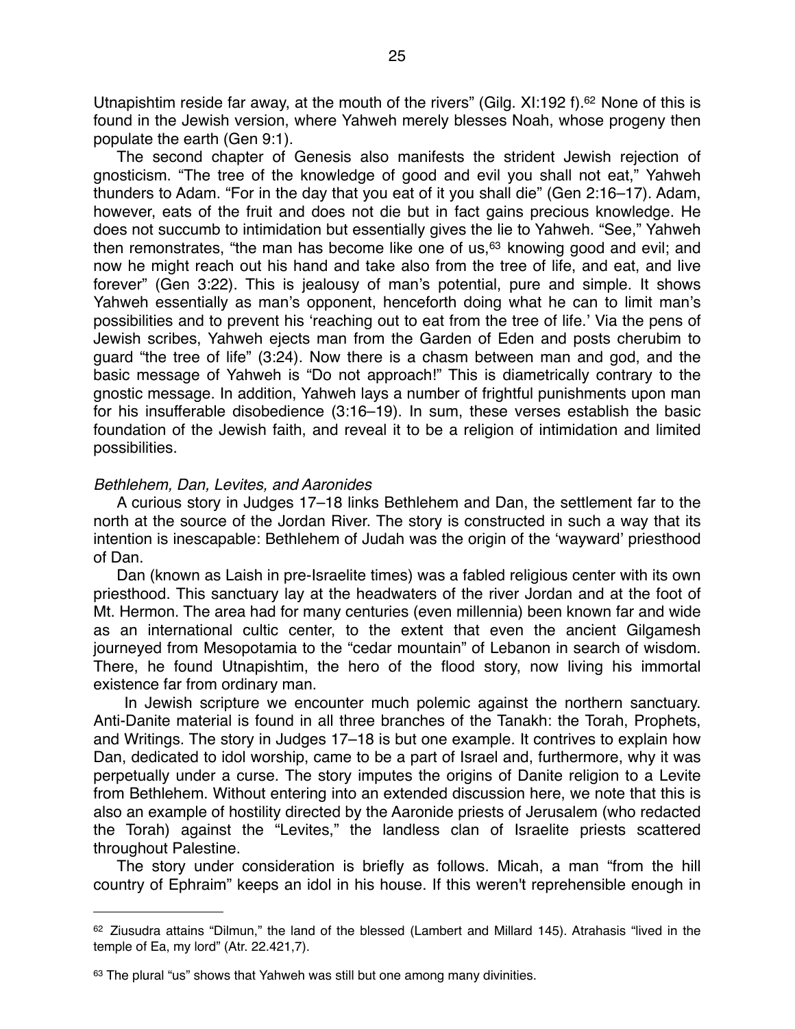Utnapishtim reside far away, at the mouth of the rivers" (Gilg. XI:192 f).[62] None of this is found in the Jewish version, where Yahweh merely blesses Noah, whose progeny then populate the earth (Gen 9:1).

The second chapter of Genesis also manifests the strident Jewish rejection of gnosticism. "The tree of the knowledge of good and evil you shall not eat," Yahweh thunders to Adam. "For in the day that you eat of it you shall die" (Gen 2:16–17). Adam, however, eats of the fruit and does not die but in fact gains precious knowledge. He does not succumb to intimidation but essentially gives the lie to Yahweh. "See," Yahweh then remonstrates, "the man has become like one of us,[63] knowing good and evil; and now he might reach out his hand and take also from the tree of life, and eat, and live forever" (Gen 3:22). This is jealousy of man's potential, pure and simple. It shows Yahweh essentially as man's opponent, henceforth doing what he can to limit man's possibilities and to prevent his 'reaching out to eat from the tree of life.' Via the pens of Jewish scribes, Yahweh ejects man from the Garden of Eden and posts cherubim to guard "the tree of life" (3:24). Now there is a chasm between man and god, and the basic message of Yahweh is "Do not approach!" This is diametrically contrary to the gnostic message. In addition, Yahweh lays a number of frightful punishments upon man for his insufferable disobedience (3:16–19). In sum, these verses establish the basic foundation of the Jewish faith, and reveal it to be a religion of intimidation and limited possibilities.

*Bethlehem, Dan, Levites, and Aaronides*

A curious story in Judges 17–18 links Bethlehem and Dan, the settlement far to the north at the source of the Jordan River. The story is constructed in such a way that its intention is inescapable: Bethlehem of Judah was the origin of the 'wayward' priesthood of Dan.

Dan (known as Laish in pre-Israelite times) was a fabled religious center with its own priesthood. This sanctuary lay at the headwaters of the river Jordan and at the foot of Mt. Hermon. The area had for many centuries (even millennia) been known far and wide as an international cultic center, to the extent that even the ancient Gilgamesh journeyed from Mesopotamia to the "cedar mountain" of Lebanon in search of wisdom. There, he found Utnapishtim, the hero of the flood story, now living his immortal existence far from ordinary man.

In Jewish scripture we encounter much polemic against the northern sanctuary. Anti-Danite material is found in all three branches of the Tanakh: the Torah, Prophets, and Writings. The story in Judges 17–18 is but one example. It contrives to explain how Dan, dedicated to idol worship, came to be a part of Israel and, furthermore, why it was perpetually under a curse. The story imputes the origins of Danite religion to a Levite from Bethlehem. Without entering into an extended discussion here, we note that this is also an example of hostility directed by the Aaronide priests of Jerusalem (who redacted the Torah) against the "Levites," the landless clan of Israelite priests scattered throughout Palestine.

The story under consideration is briefly as follows. Micah, a man "from the hill country of Ephraim" keeps an idol in his house. If this weren't reprehensible enough in

---

[62] Ziusudra attains "Dilmun," the land of the blessed (Lambert and Millard 145). Atrahasis "lived in the temple of Ea, my lord" (Atr. 22.421,7).

[63] The plural "us" shows that Yahweh was still but one among many divinities.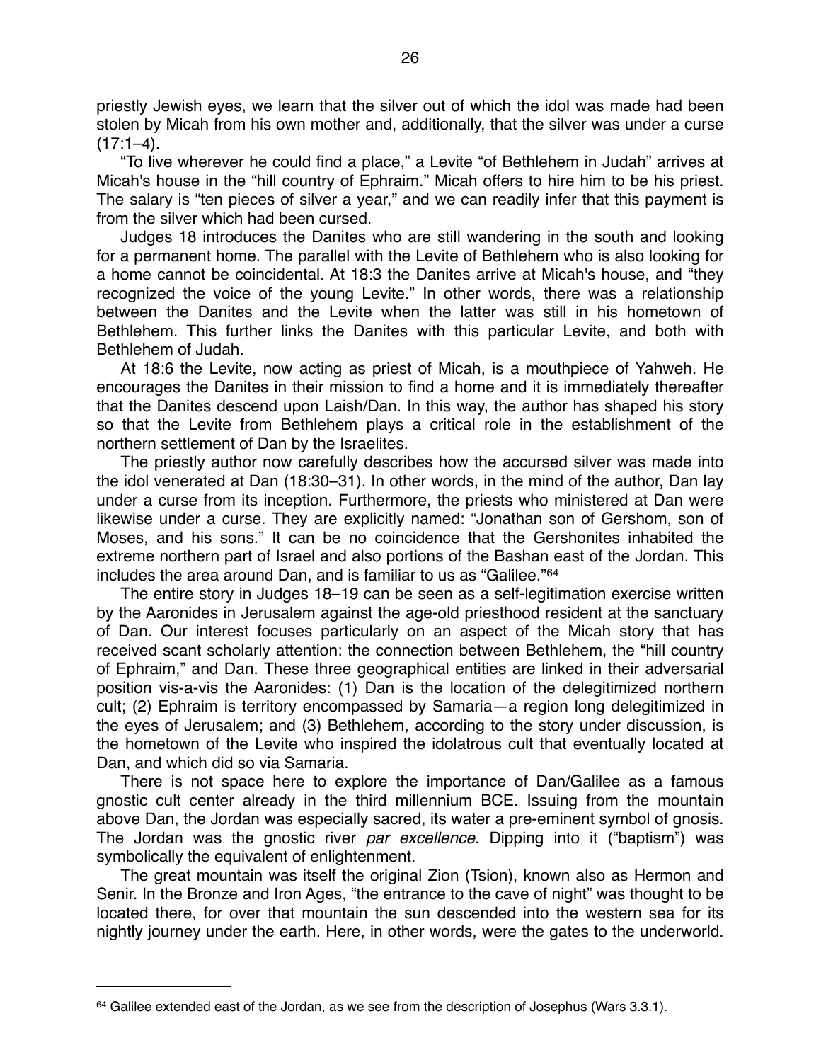priestly Jewish eyes, we learn that the silver out of which the idol was made had been stolen by Micah from his own mother and, additionally, that the silver was under a curse (17:1–4).

"To live wherever he could find a place," a Levite "of Bethlehem in Judah" arrives at Micah's house in the "hill country of Ephraim." Micah offers to hire him to be his priest. The salary is "ten pieces of silver a year," and we can readily infer that this payment is from the silver which had been cursed.

Judges 18 introduces the Danites who are still wandering in the south and looking for a permanent home. The parallel with the Levite of Bethlehem who is also looking for a home cannot be coincidental. At 18:3 the Danites arrive at Micah's house, and "they recognized the voice of the young Levite." In other words, there was a relationship between the Danites and the Levite when the latter was still in his hometown of Bethlehem. This further links the Danites with this particular Levite, and both with Bethlehem of Judah.

At 18:6 the Levite, now acting as priest of Micah, is a mouthpiece of Yahweh. He encourages the Danites in their mission to find a home and it is immediately thereafter that the Danites descend upon Laish/Dan. In this way, the author has shaped his story so that the Levite from Bethlehem plays a critical role in the establishment of the northern settlement of Dan by the Israelites.

The priestly author now carefully describes how the accursed silver was made into the idol venerated at Dan (18:30–31). In other words, in the mind of the author, Dan lay under a curse from its inception. Furthermore, the priests who ministered at Dan were likewise under a curse. They are explicitly named: "Jonathan son of Gershom, son of Moses, and his sons." It can be no coincidence that the Gershonites inhabited the extreme northern part of Israel and also portions of the Bashan east of the Jordan. This includes the area around Dan, and is familiar to us as "Galilee."[64]

The entire story in Judges 18–19 can be seen as a self-legitimation exercise written by the Aaronides in Jerusalem against the age-old priesthood resident at the sanctuary of Dan. Our interest focuses particularly on an aspect of the Micah story that has received scant scholarly attention: the connection between Bethlehem, the "hill country of Ephraim," and Dan. These three geographical entities are linked in their adversarial position vis-a-vis the Aaronides: (1) Dan is the location of the delegitimized northern cult; (2) Ephraim is territory encompassed by Samaria—a region long delegitimized in the eyes of Jerusalem; and (3) Bethlehem, according to the story under discussion, is the hometown of the Levite who inspired the idolatrous cult that eventually located at Dan, and which did so via Samaria.

There is not space here to explore the importance of Dan/Galilee as a famous gnostic cult center already in the third millennium BCE. Issuing from the mountain above Dan, the Jordan was especially sacred, its water a pre-eminent symbol of gnosis. The Jordan was the gnostic river *par excellence*. Dipping into it ("baptism") was symbolically the equivalent of enlightenment.

The great mountain was itself the original Zion (Tsion), known also as Hermon and Senir. In the Bronze and Iron Ages, "the entrance to the cave of night" was thought to be located there, for over that mountain the sun descended into the western sea for its nightly journey under the earth. Here, in other words, were the gates to the underworld.

---

[64] Galilee extended east of the Jordan, as we see from the description of Josephus (Wars 3.3.1).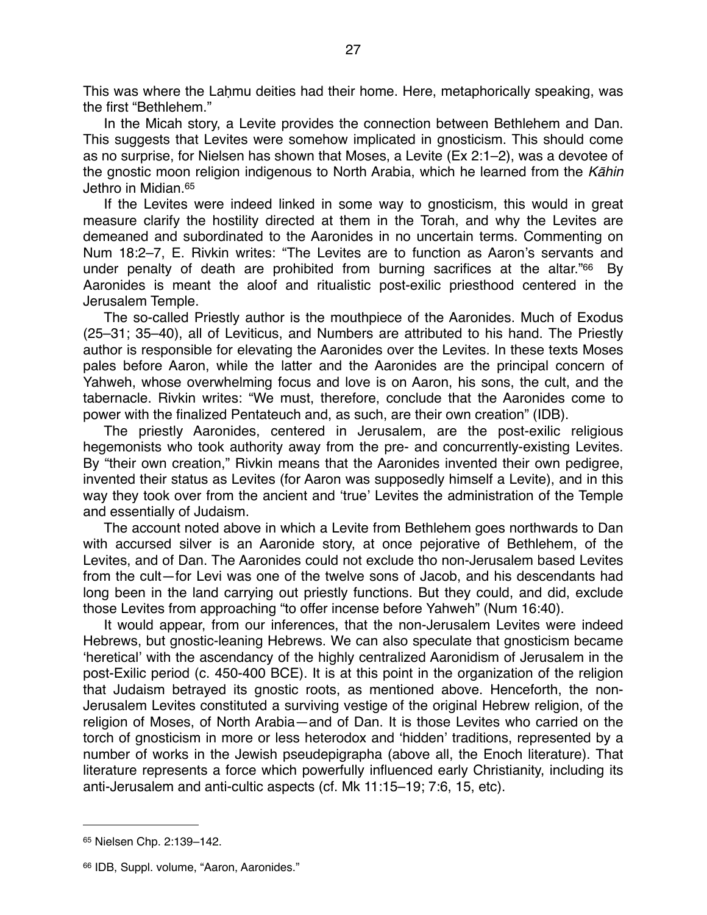This was where the Laḫmu deities had their home. Here, metaphorically speaking, was the first "Bethlehem."

In the Micah story, a Levite provides the connection between Bethlehem and Dan. This suggests that Levites were somehow implicated in gnosticism. This should come as no surprise, for Nielsen has shown that Moses, a Levite (Ex 2:1–2), was a devotee of the gnostic moon religion indigenous to North Arabia, which he learned from the *Kāhin* Jethro in Midian.[65]

If the Levites were indeed linked in some way to gnosticism, this would in great measure clarify the hostility directed at them in the Torah, and why the Levites are demeaned and subordinated to the Aaronides in no uncertain terms. Commenting on Num 18:2–7, E. Rivkin writes: "The Levites are to function as Aaron's servants and under penalty of death are prohibited from burning sacrifices at the altar."[66] By Aaronides is meant the aloof and ritualistic post-exilic priesthood centered in the Jerusalem Temple.

The so-called Priestly author is the mouthpiece of the Aaronides. Much of Exodus (25–31; 35–40), all of Leviticus, and Numbers are attributed to his hand. The Priestly author is responsible for elevating the Aaronides over the Levites. In these texts Moses pales before Aaron, while the latter and the Aaronides are the principal concern of Yahweh, whose overwhelming focus and love is on Aaron, his sons, the cult, and the tabernacle. Rivkin writes: "We must, therefore, conclude that the Aaronides come to power with the finalized Pentateuch and, as such, are their own creation" (IDB).

The priestly Aaronides, centered in Jerusalem, are the post-exilic religious hegemonists who took authority away from the pre- and concurrently-existing Levites. By "their own creation," Rivkin means that the Aaronides invented their own pedigree, invented their status as Levites (for Aaron was supposedly himself a Levite), and in this way they took over from the ancient and 'true' Levites the administration of the Temple and essentially of Judaism.

The account noted above in which a Levite from Bethlehem goes northwards to Dan with accursed silver is an Aaronide story, at once pejorative of Bethlehem, of the Levites, and of Dan. The Aaronides could not exclude tho non-Jerusalem based Levites from the cult—for Levi was one of the twelve sons of Jacob, and his descendants had long been in the land carrying out priestly functions. But they could, and did, exclude those Levites from approaching "to offer incense before Yahweh" (Num 16:40).

It would appear, from our inferences, that the non-Jerusalem Levites were indeed Hebrews, but gnostic-leaning Hebrews. We can also speculate that gnosticism became 'heretical' with the ascendancy of the highly centralized Aaronidism of Jerusalem in the post-Exilic period (c. 450-400 BCE). It is at this point in the organization of the religion that Judaism betrayed its gnostic roots, as mentioned above. Henceforth, the non-Jerusalem Levites constituted a surviving vestige of the original Hebrew religion, of the religion of Moses, of North Arabia—and of Dan. It is those Levites who carried on the torch of gnosticism in more or less heterodox and 'hidden' traditions, represented by a number of works in the Jewish pseudepigrapha (above all, the Enoch literature). That literature represents a force which powerfully influenced early Christianity, including its anti-Jerusalem and anti-cultic aspects (cf. Mk 11:15–19; 7:6, 15, etc).

---

[65] Nielsen Chp. 2:139–142.

[66] IDB, Suppl. volume, "Aaron, Aaronides."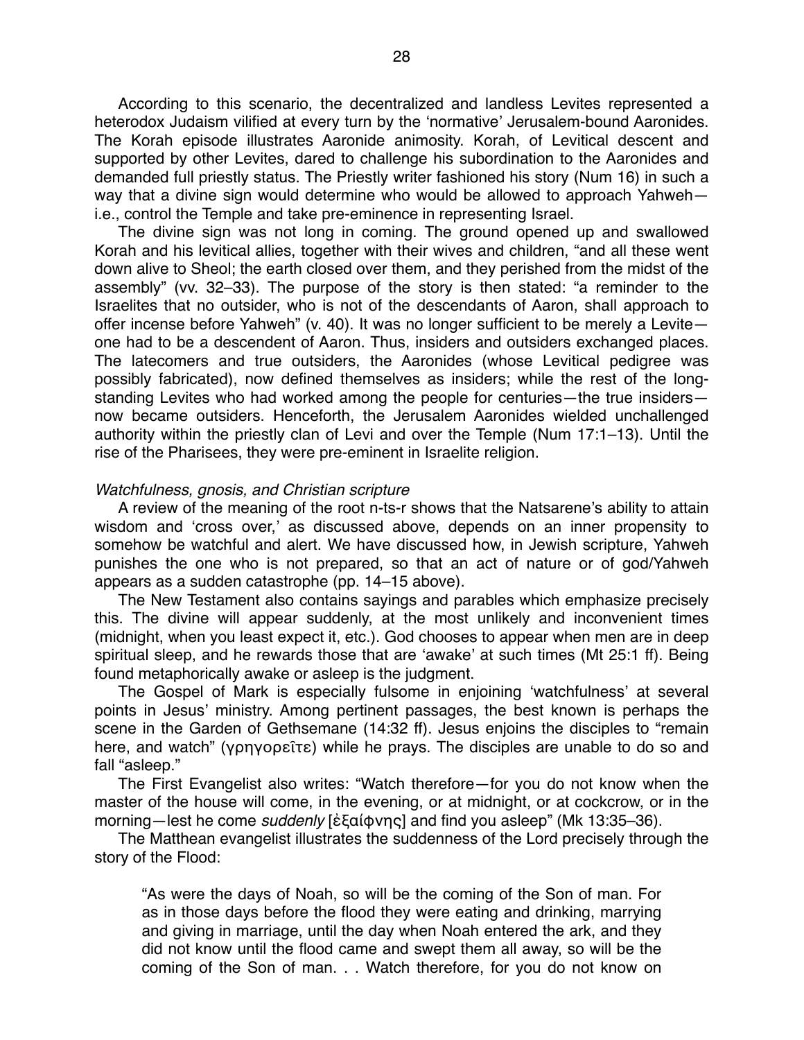According to this scenario, the decentralized and landless Levites represented a heterodox Judaism vilified at every turn by the 'normative' Jerusalem-bound Aaronides. The Korah episode illustrates Aaronide animosity. Korah, of Levitical descent and supported by other Levites, dared to challenge his subordination to the Aaronides and demanded full priestly status. The Priestly writer fashioned his story (Num 16) in such a way that a divine sign would determine who would be allowed to approach Yahweh—i.e., control the Temple and take pre-eminence in representing Israel.

The divine sign was not long in coming. The ground opened up and swallowed Korah and his levitical allies, together with their wives and children, "and all these went down alive to Sheol; the earth closed over them, and they perished from the midst of the assembly" (vv. 32–33). The purpose of the story is then stated: "a reminder to the Israelites that no outsider, who is not of the descendants of Aaron, shall approach to offer incense before Yahweh" (v. 40). It was no longer sufficient to be merely a Levite—one had to be a descendent of Aaron. Thus, insiders and outsiders exchanged places. The latecomers and true outsiders, the Aaronides (whose Levitical pedigree was possibly fabricated), now defined themselves as insiders; while the rest of the long-standing Levites who had worked among the people for centuries—the true insiders—now became outsiders. Henceforth, the Jerusalem Aaronides wielded unchallenged authority within the priestly clan of Levi and over the Temple (Num 17:1–13). Until the rise of the Pharisees, they were pre-eminent in Israelite religion.

*Watchfulness, gnosis, and Christian scripture*

A review of the meaning of the root n-ts-r shows that the Natsarene's ability to attain wisdom and 'cross over,' as discussed above, depends on an inner propensity to somehow be watchful and alert. We have discussed how, in Jewish scripture, Yahweh punishes the one who is not prepared, so that an act of nature or of god/Yahweh appears as a sudden catastrophe (pp. 14–15 above).

The New Testament also contains sayings and parables which emphasize precisely this. The divine will appear suddenly, at the most unlikely and inconvenient times (midnight, when you least expect it, etc.). God chooses to appear when men are in deep spiritual sleep, and he rewards those that are 'awake' at such times (Mt 25:1 ff). Being found metaphorically awake or asleep is the judgment.

The Gospel of Mark is especially fulsome in enjoining 'watchfulness' at several points in Jesus' ministry. Among pertinent passages, the best known is perhaps the scene in the Garden of Gethsemane (14:32 ff). Jesus enjoins the disciples to "remain here, and watch" (γρηγορεῖτε) while he prays. The disciples are unable to do so and fall "asleep."

The First Evangelist also writes: "Watch therefore—for you do not know when the master of the house will come, in the evening, or at midnight, or at cockcrow, or in the morning—lest he come *suddenly* [ἐξαίφνης] and find you asleep" (Mk 13:35–36).

The Matthean evangelist illustrates the suddenness of the Lord precisely through the story of the Flood:

> "As were the days of Noah, so will be the coming of the Son of man. For as in those days before the flood they were eating and drinking, marrying and giving in marriage, until the day when Noah entered the ark, and they did not know until the flood came and swept them all away, so will be the coming of the Son of man. . . Watch therefore, for you do not know on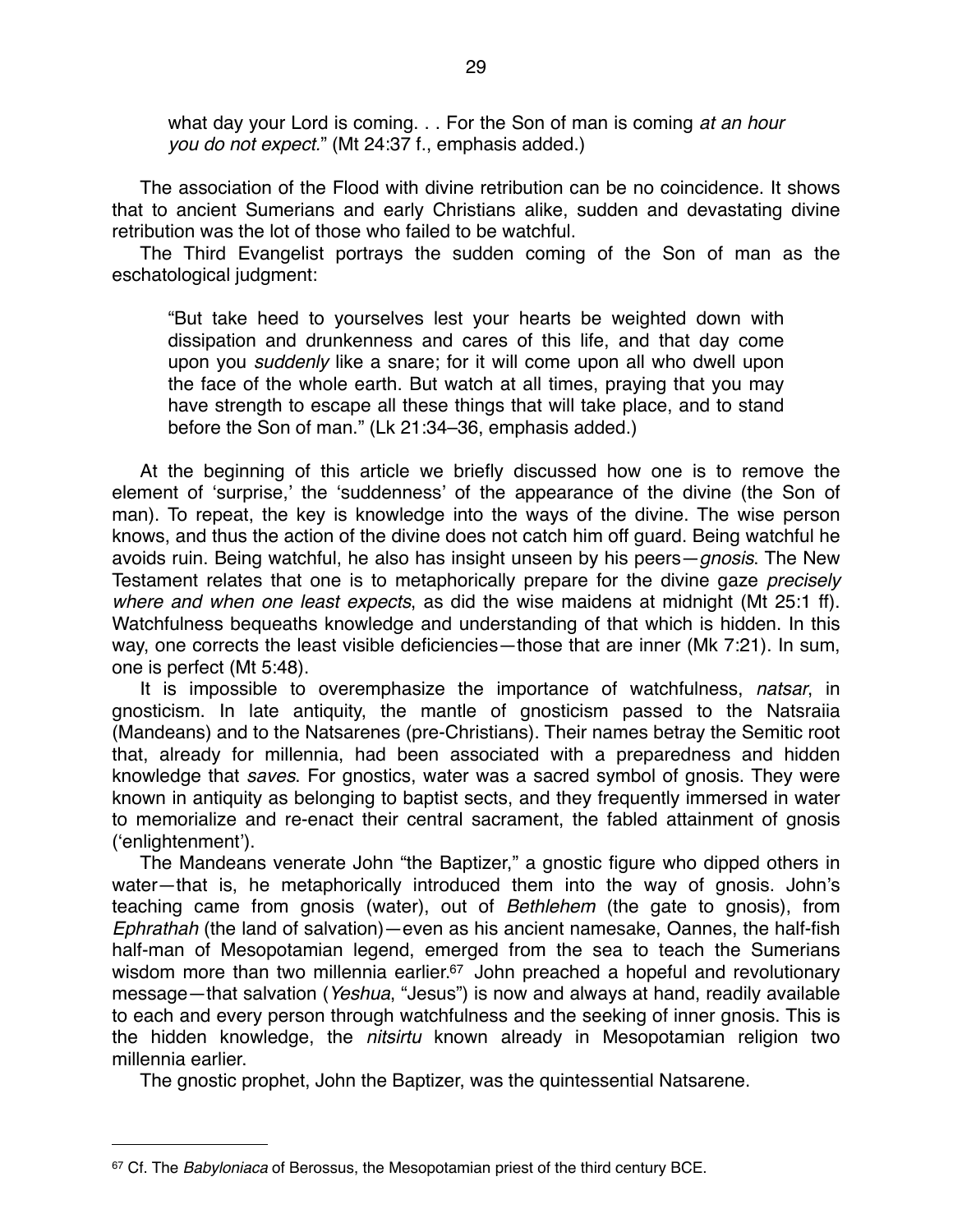> what day your Lord is coming. . . For the Son of man is coming *at an hour you do not expect.*" (Mt 24:37 f., emphasis added.)

The association of the Flood with divine retribution can be no coincidence. It shows that to ancient Sumerians and early Christians alike, sudden and devastating divine retribution was the lot of those who failed to be watchful.

The Third Evangelist portrays the sudden coming of the Son of man as the eschatological judgment:

> "But take heed to yourselves lest your hearts be weighted down with dissipation and drunkenness and cares of this life, and that day come upon you *suddenly* like a snare; for it will come upon all who dwell upon the face of the whole earth. But watch at all times, praying that you may have strength to escape all these things that will take place, and to stand before the Son of man." (Lk 21:34–36, emphasis added.)

At the beginning of this article we briefly discussed how one is to remove the element of 'surprise,' the 'suddenness' of the appearance of the divine (the Son of man). To repeat, the key is knowledge into the ways of the divine. The wise person knows, and thus the action of the divine does not catch him off guard. Being watchful he avoids ruin. Being watchful, he also has insight unseen by his peers—*gnosis*. The New Testament relates that one is to metaphorically prepare for the divine gaze *precisely where and when one least expects*, as did the wise maidens at midnight (Mt 25:1 ff). Watchfulness bequeaths knowledge and understanding of that which is hidden. In this way, one corrects the least visible deficiencies—those that are inner (Mk 7:21). In sum, one is perfect (Mt 5:48).

It is impossible to overemphasize the importance of watchfulness, *natsar*, in gnosticism. In late antiquity, the mantle of gnosticism passed to the Natsraiia (Mandeans) and to the Natsarenes (pre-Christians). Their names betray the Semitic root that, already for millennia, had been associated with a preparedness and hidden knowledge that *saves*. For gnostics, water was a sacred symbol of gnosis. They were known in antiquity as belonging to baptist sects, and they frequently immersed in water to memorialize and re-enact their central sacrament, the fabled attainment of gnosis ('enlightenment').

The Mandeans venerate John "the Baptizer," a gnostic figure who dipped others in water—that is, he metaphorically introduced them into the way of gnosis. John's teaching came from gnosis (water), out of *Bethlehem* (the gate to gnosis), from *Ephrathah* (the land of salvation)—even as his ancient namesake, Oannes, the half-fish half-man of Mesopotamian legend, emerged from the sea to teach the Sumerians wisdom more than two millennia earlier.[67] John preached a hopeful and revolutionary message—that salvation (*Yeshua*, "Jesus") is now and always at hand, readily available to each and every person through watchfulness and the seeking of inner gnosis. This is the hidden knowledge, the *nitsirtu* known already in Mesopotamian religion two millennia earlier.

The gnostic prophet, John the Baptizer, was the quintessential Natsarene.

---

[67] Cf. The *Babyloniaca* of Berossus, the Mesopotamian priest of the third century BCE.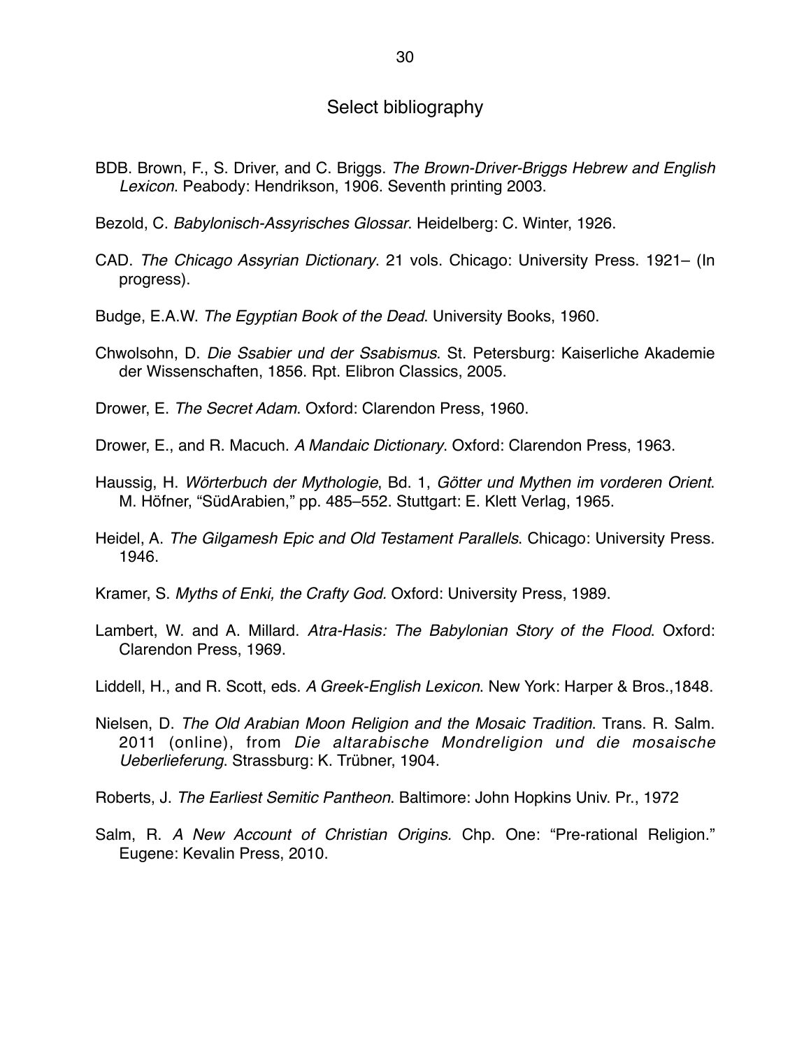## Select bibliography

BDB. Brown, F., S. Driver, and C. Briggs. *The Brown-Driver-Briggs Hebrew and English Lexicon*. Peabody: Hendrikson, 1906. Seventh printing 2003.

Bezold, C. *Babylonisch-Assyrisches Glossar*. Heidelberg: C. Winter, 1926.

CAD. *The Chicago Assyrian Dictionary*. 21 vols. Chicago: University Press. 1921– (In progress).

Budge, E.A.W. *The Egyptian Book of the Dead*. University Books, 1960.

Chwolsohn, D. *Die Ssabier und der Ssabismus*. St. Petersburg: Kaiserliche Akademie der Wissenschaften, 1856. Rpt. Elibron Classics, 2005.

Drower, E. *The Secret Adam*. Oxford: Clarendon Press, 1960.

Drower, E., and R. Macuch. *A Mandaic Dictionary*. Oxford: Clarendon Press, 1963.

Haussig, H. *Wörterbuch der Mythologie*, Bd. 1, *Götter und Mythen im vorderen Orient*. M. Höfner, "SüdArabien," pp. 485–552. Stuttgart: E. Klett Verlag, 1965.

Heidel, A. *The Gilgamesh Epic and Old Testament Parallels*. Chicago: University Press. 1946.

Kramer, S. *Myths of Enki, the Crafty God.* Oxford: University Press, 1989.

Lambert, W. and A. Millard. *Atra-Hasis: The Babylonian Story of the Flood*. Oxford: Clarendon Press, 1969.

Liddell, H., and R. Scott, eds. *A Greek-English Lexicon*. New York: Harper & Bros.,1848.

Nielsen, D. *The Old Arabian Moon Religion and the Mosaic Tradition*. Trans. R. Salm. 2011 (online), from *Die altarabische Mondreligion und die mosaische Ueberlieferung*. Strassburg: K. Trübner, 1904.

Roberts, J. *The Earliest Semitic Pantheon*. Baltimore: John Hopkins Univ. Pr., 1972

Salm, R. *A New Account of Christian Origins.* Chp. One: "Pre-rational Religion." Eugene: Kevalin Press, 2010.